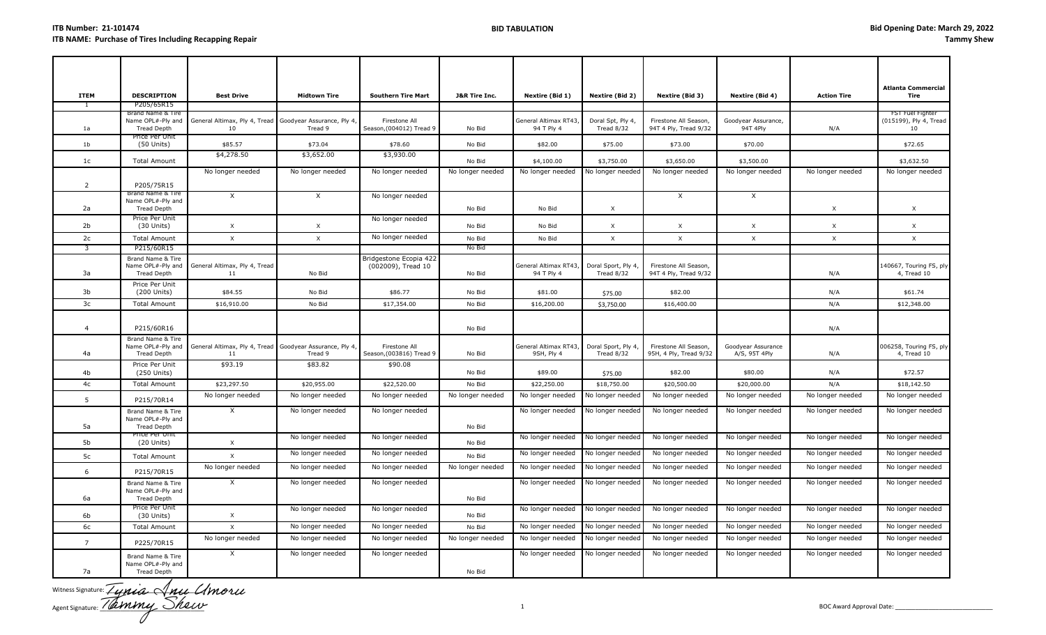**ITB Number: 21-101474**
**ITB NAME: Purchase of Tires Including Recapping Repair**

**BID TABULATION**

**Bid Opening Date: March 29, 2022**
**Tammy Shew**

| ITEM | DESCRIPTION | Best Drive | Midtown Tire | Southern Tire Mart | J&R Tire Inc. | Nextire (Bid 1) | Nextire (Bid 2) | Nextire (Bid 3) | Nextire (Bid 4) | Action Tire | Atlanta Commercial Tire |
|---|---|---|---|---|---|---|---|---|---|---|---|
| 1 | P205/65R15 | | | | | | | | | | |
| 1a | Brand Name & Tire Name OPL#-Ply and Tread Depth | General Altimax, Ply 4, Tread 10 | Goodyear Assurance, Ply 4, Tread 9 | Firestone All Season,(004012) Tread 9 | No Bid | General Altimax RT43, 94 T Ply 4 | Doral Spt, Ply 4, Tread 8/32 | Firestone All Season, 94T 4 Ply, Tread 9/32 | Goodyear Assurance, 94T 4Ply | N/A | FST Fuel Fighter (015199), Ply 4, Tread 10 |
| 1b | Price Per Unit (50 Units) | $85.57 | $73.04 | $78.60 | No Bid | $82.00 | $75.00 | $73.00 | $70.00 | | $72.65 |
| 1c | Total Amount | $4,278.50 | $3,652.00 | $3,930.00 | No Bid | $4,100.00 | $3,750.00 | $3,650.00 | $3,500.00 | | $3,632.50 |
| 2 | P205/75R15 | No longer needed | No longer needed | No longer needed | No longer needed | No longer needed | No longer needed | No longer needed | No longer needed | No longer needed | No longer needed |
| 2a | Brand Name & Tire Name OPL#-Ply and Tread Depth | X | X | No longer needed | No Bid | No Bid | X | X | X | X | X |
| 2b | Price Per Unit (30 Units) | X | X | No longer needed | No Bid | No Bid | X | X | X | X | X |
| 2c | Total Amount | X | X | No longer needed | No Bid | No Bid | X | X | X | X | X |
| 3 | P215/60R15 | | | | No Bid | | | | | | |
| 3a | Brand Name & Tire Name OPL#-Ply and Tread Depth | General Altimax, Ply 4, Tread 11 | No Bid | Bridgestone Ecopia 422 (002009), Tread 10 | No Bid | General Altimax RT43, 94 T Ply 4 | Doral Sport, Ply 4, Tread 8/32 | Firestone All Season, 94T 4 Ply, Tread 9/32 | | N/A | 140667, Touring FS, ply 4, Tread 10 |
| 3b | Price Per Unit (200 Units) | $84.55 | No Bid | $86.77 | No Bid | $81.00 | $75.00 | $82.00 | | N/A | $61.74 |
| 3c | Total Amount | $16,910.00 | No Bid | $17,354.00 | No Bid | $16,200.00 | $3,750.00 | $16,400.00 | | N/A | $12,348.00 |
| 4 | P215/60R16 | | | | No Bid | | | | | N/A | |
| 4a | Brand Name & Tire Name OPL#-Ply and Tread Depth | General Altimax, Ply 4, Tread 11 | Goodyear Assurance, Ply 4, Tread 9 | Firestone All Season,(003816) Tread 9 | No Bid | General Altimax RT43, 95H, Ply 4 | Doral Sport, Ply 4, Tread 8/32 | Firestone All Season, 95H, 4 Ply, Tread 9/32 | Goodyear Assurance A/S, 95T 4Ply | N/A | 006258, Touring FS, ply 4, Tread 10 |
| 4b | Price Per Unit (250 Units) | $93.19 | $83.82 | $90.08 | No Bid | $89.00 | $75.00 | $82.00 | $80.00 | N/A | $72.57 |
| 4c | Total Amount | $23,297.50 | $20,955.00 | $22,520.00 | No Bid | $22,250.00 | $18,750.00 | $20,500.00 | $20,000.00 | N/A | $18,142.50 |
| 5 | P215/70R14 | No longer needed | No longer needed | No longer needed | No longer needed | No longer needed | No longer needed | No longer needed | No longer needed | No longer needed | No longer needed |
| 5a | Brand Name & Tire Name OPL#-Ply and Tread Depth | X | No longer needed | No longer needed | No Bid | No longer needed | No longer needed | No longer needed | No longer needed | No longer needed | No longer needed |
| 5b | Price Per Unit (20 Units) | X | No longer needed | No longer needed | No Bid | No longer needed | No longer needed | No longer needed | No longer needed | No longer needed | No longer needed |
| 5c | Total Amount | X | No longer needed | No longer needed | No Bid | No longer needed | No longer needed | No longer needed | No longer needed | No longer needed | No longer needed |
| 6 | P215/70R15 | No longer needed | No longer needed | No longer needed | No longer needed | No longer needed | No longer needed | No longer needed | No longer needed | No longer needed | No longer needed |
| 6a | Brand Name & Tire Name OPL#-Ply and Tread Depth | X | No longer needed | No longer needed | No Bid | No longer needed | No longer needed | No longer needed | No longer needed | No longer needed | No longer needed |
| 6b | Price Per Unit (30 Units) | X | No longer needed | No longer needed | No Bid | No longer needed | No longer needed | No longer needed | No longer needed | No longer needed | No longer needed |
| 6c | Total Amount | X | No longer needed | No longer needed | No Bid | No longer needed | No longer needed | No longer needed | No longer needed | No longer needed | No longer needed |
| 7 | P225/70R15 | No longer needed | No longer needed | No longer needed | No longer needed | No longer needed | No longer needed | No longer needed | No longer needed | No longer needed | No longer needed |
| 7a | Brand Name & Tire Name OPL#-Ply and Tread Depth | X | No longer needed | No longer needed | No Bid | No longer needed | No longer needed | No longer needed | No longer needed | No longer needed | No longer needed |

Witness Signature: Tynia Anu Umoru
Agent Signature: Tammy Shew

BOC Award Approval Date: ____________________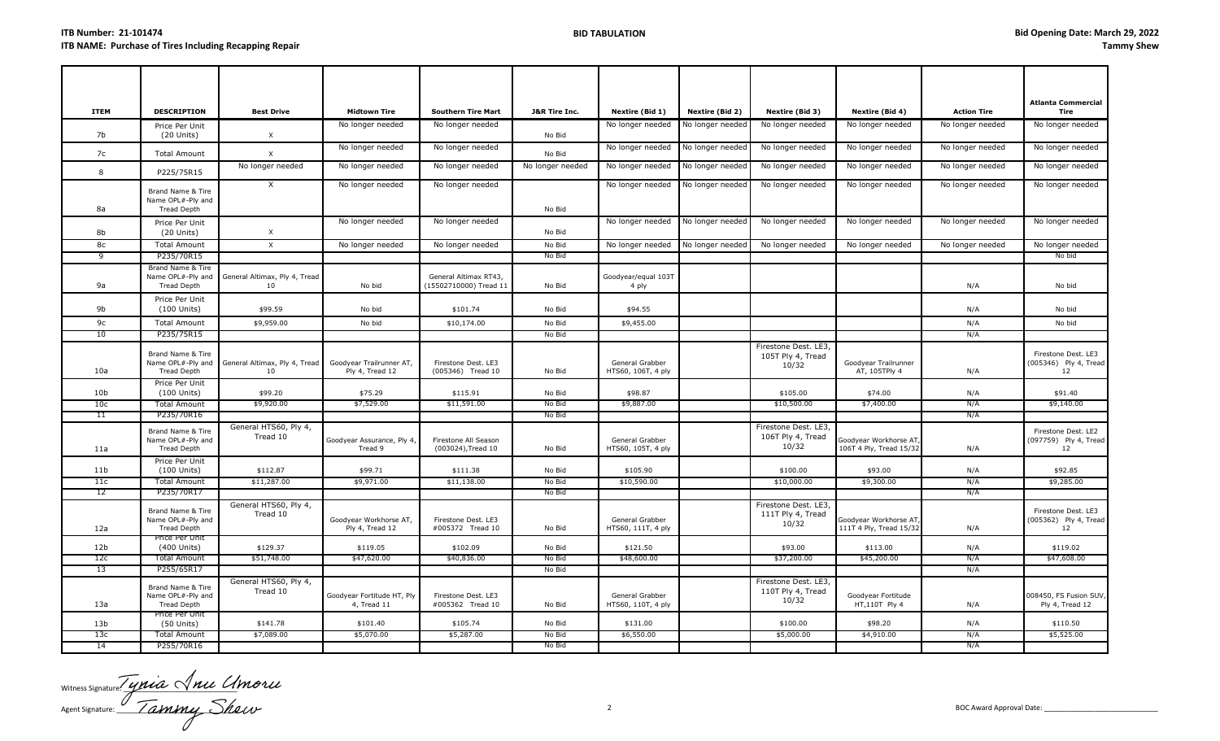**ITB Number: 21-101474**
**ITB NAME: Purchase of Tires Including Recapping Repair**

**BID TABULATION**

**Bid Opening Date: March 29, 2022**
**Tammy Shew**

| ITEM | DESCRIPTION | Best Drive | Midtown Tire | Southern Tire Mart | J&R Tire Inc. | Nextire (Bid 1) | Nextire (Bid 2) | Nextire (Bid 3) | Nextire (Bid 4) | Action Tire | Atlanta Commercial Tire |
|---|---|---|---|---|---|---|---|---|---|---|---|
| 7b | Price Per Unit (20 Units) | X | No longer needed | No longer needed | No Bid | No longer needed | No longer needed | No longer needed | No longer needed | No longer needed | No longer needed |
| 7c | Total Amount | X | No longer needed | No longer needed | No Bid | No longer needed | No longer needed | No longer needed | No longer needed | No longer needed | No longer needed |
| 8 | P225/75R15 | No longer needed | No longer needed | No longer needed | No longer needed | No longer needed | No longer needed | No longer needed | No longer needed | No longer needed | No longer needed |
| 8a | Brand Name & Tire Name OPL#-Ply and Tread Depth | X | No longer needed | No longer needed | No Bid | No longer needed | No longer needed | No longer needed | No longer needed | No longer needed | No longer needed |
| 8b | Price Per Unit (20 Units) | X | No longer needed | No longer needed | No Bid | No longer needed | No longer needed | No longer needed | No longer needed | No longer needed | No longer needed |
| 8c | Total Amount | X | No longer needed | No longer needed | No Bid | No longer needed | No longer needed | No longer needed | No longer needed | No longer needed | No longer needed |
| 9 | P235/70R15 | | | | No Bid | | | | | | No bid |
| 9a | Brand Name & Tire Name OPL#-Ply and Tread Depth | General Altimax, Ply 4, Tread 10 | No bid | General Altimax RT43, (15502710000) Tread 11 | No Bid | Goodyear/equal 103T 4 ply | | | | N/A | No bid |
| 9b | Price Per Unit (100 Units) | $99.59 | No bid | $101.74 | No Bid | $94.55 | | | | N/A | No bid |
| 9c | Total Amount | $9,959.00 | No bid | $10,174.00 | No Bid | $9,455.00 | | | | N/A | No bid |
| 10 | P235/75R15 | | | | No Bid | | | | | N/A | |
| 10a | Brand Name & Tire Name OPL#-Ply and Tread Depth | General Altimax, Ply 4, Tread 10 | Goodyear Trailrunner AT, Ply 4, Tread 12 | Firestone Dest. LE3 (005346) Tread 10 | No Bid | General Grabber HTS60, 106T, 4 ply | | Firestone Dest. LE3, 105T Ply 4, Tread 10/32 | Goodyear Trailrunner AT, 105TPly 4 | N/A | Firestone Dest. LE3 (005346) Ply 4, Tread 12 |
| 10b | Price Per Unit (100 Units) | $99.20 | $75.29 | $115.91 | No Bid | $98.87 | | $105.00 | $74.00 | N/A | $91.40 |
| 10c | Total Amount | $9,920.00 | $7,529.00 | $11,591.00 | No Bid | $9,887.00 | | $10,500.00 | $7,400.00 | N/A | $9,140.00 |
| 11 | P235/70R16 | | | | No Bid | | | | | N/A | |
| 11a | Brand Name & Tire Name OPL#-Ply and Tread Depth | General HTS60, Ply 4, Tread 10 | Goodyear Assurance, Ply 4, Tread 9 | Firestone All Season (003024),Tread 10 | No Bid | General Grabber HTS60, 105T, 4 ply | | Firestone Dest. LE3, 106T Ply 4, Tread 10/32 | Goodyear Workhorse AT, 106T 4 Ply, Tread 15/32 | N/A | Firestone Dest. LE2 (097759) Ply 4, Tread 12 |
| 11b | Price Per Unit (100 Units) | $112.87 | $99.71 | $111.38 | No Bid | $105.90 | | $100.00 | $93.00 | N/A | $92.85 |
| 11c | Total Amount | $11,287.00 | $9,971.00 | $11,138.00 | No Bid | $10,590.00 | | $10,000.00 | $9,300.00 | N/A | $9,285.00 |
| 12 | P235/70R17 | | | | No Bid | | | | | N/A | |
| 12a | Brand Name & Tire Name OPL#-Ply and Tread Depth | General HTS60, Ply 4, Tread 10 | Goodyear Workhorse AT, Ply 4, Tread 12 | Firestone Dest. LE3 #005372 Tread 10 | No Bid | General Grabber HTS60, 111T, 4 ply | | Firestone Dest. LE3, 111T Ply 4, Tread 10/32 | Goodyear Workhorse AT, 111T 4 Ply, Tread 15/32 | N/A | Firestone Dest. LE3 (005362) Ply 4, Tread 12 |
| 12b | Price Per Unit (400 Units) | $129.37 | $119.05 | $102.09 | No Bid | $121.50 | | $93.00 | $113.00 | N/A | $119.02 |
| 12c | Total Amount | $51,748.00 | $47,620.00 | $40,836.00 | No Bid | $48,600.00 | | $37,200.00 | $45,200.00 | N/A | $47,608.00 |
| 13 | P255/65R17 | | | | No Bid | | | | | N/A | |
| 13a | Brand Name & Tire Name OPL#-Ply and Tread Depth | General HTS60, Ply 4, Tread 10 | Goodyear Fortitude HT, Ply 4, Tread 11 | Firestone Dest. LE3 #005362 Tread 10 | No Bid | General Grabber HTS60, 110T, 4 ply | | Firestone Dest. LE3, 110T Ply 4, Tread 10/32 | Goodyear Fortitude HT,110T Ply 4 | N/A | 008450, FS Fusion SUV, Ply 4, Tread 12 |
| 13b | Price Per Unit (50 Units) | $141.78 | $101.40 | $105.74 | No Bid | $131.00 | | $100.00 | $98.20 | N/A | $110.50 |
| 13c | Total Amount | $7,089.00 | $5,070.00 | $5,287.00 | No Bid | $6,550.00 | | $5,000.00 | $4,910.00 | N/A | $5,525.00 |
| 14 | P255/70R16 | | | | No Bid | | | | | N/A | |

Witness Signature: Tynia Inu Umoru

Agent Signature: Tammy Shew

BOC Award Approval Date: ___________________________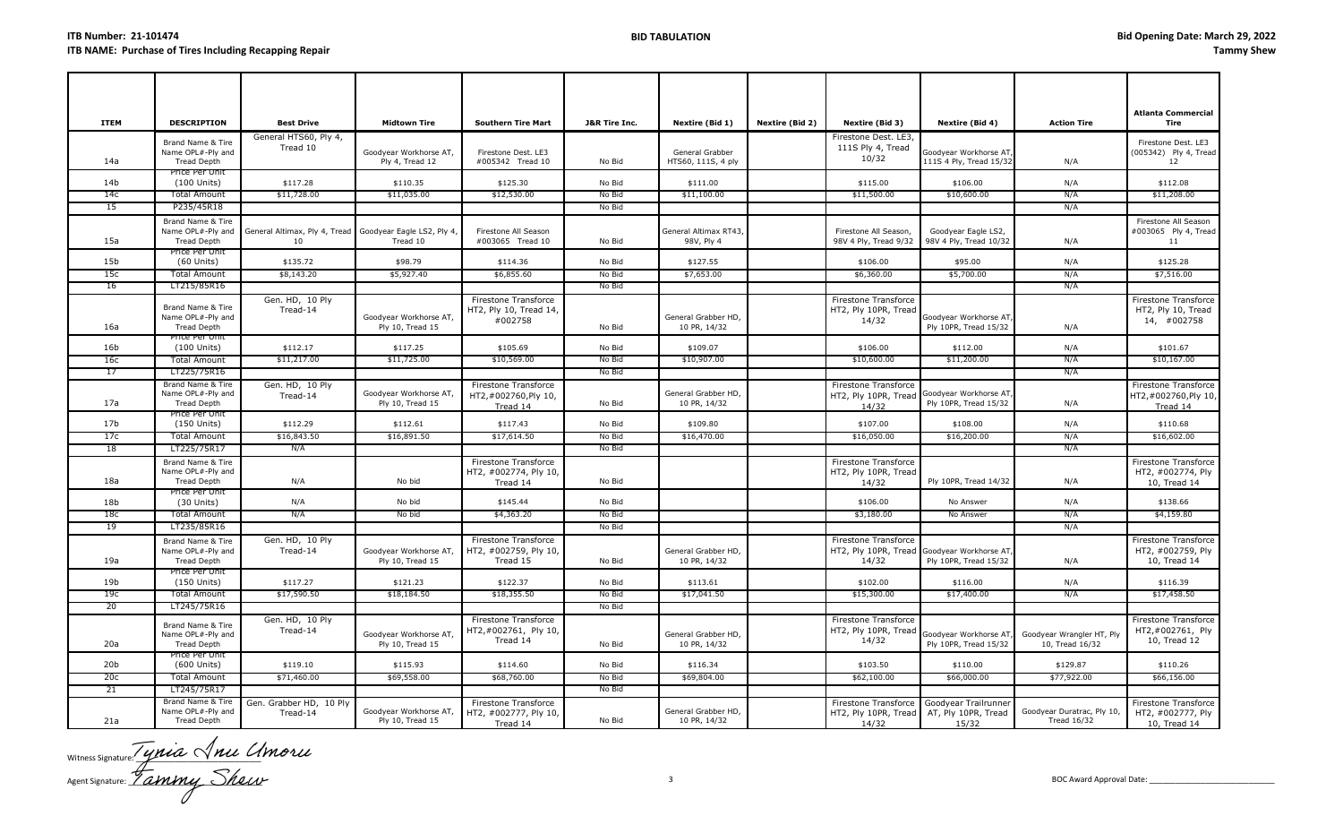**ITB Number: 21-101474**
**ITB NAME: Purchase of Tires Including Recapping Repair**

**BID TABULATION**

**Bid Opening Date: March 29, 2022**
**Tammy Shew**

| ITEM | DESCRIPTION | Best Drive | Midtown Tire | Southern Tire Mart | J&R Tire Inc. | Nextire (Bid 1) | Nextire (Bid 2) | Nextire (Bid 3) | Nextire (Bid 4) | Action Tire | Atlanta Commercial Tire |
|---|---|---|---|---|---|---|---|---|---|---|---|
| 14a | Brand Name & Tire Name OPL#-Ply and Tread Depth | General HTS60, Ply 4, Tread 10 | Goodyear Workhorse AT, Ply 4, Tread 12 | Firestone Dest. LE3 #005342 Tread 10 | No Bid | General Grabber HTS60, 111S, 4 ply | | Firestone Dest. LE3, 111S Ply 4, Tread 10/32 | Goodyear Workhorse AT, 111S 4 Ply, Tread 15/32 | N/A | Firestone Dest. LE3 (005342) Ply 4, Tread 12 |
| 14b | Price Per Unit (100 Units) | $117.28 | $110.35 | $125.30 | No Bid | $111.00 | | $115.00 | $106.00 | N/A | $112.08 |
| 14c | Total Amount | $11,728.00 | $11,035.00 | $12,530.00 | No Bid | $11,100.00 | | $11,500.00 | $10,600.00 | N/A | $11,208.00 |
| 15 | P235/45R18 | | | | No Bid | | | | | N/A | |
| 15a | Brand Name & Tire Name OPL#-Ply and Tread Depth | General Altimax, Ply 4, Tread 10 | Goodyear Eagle LS2, Ply 4, Tread 10 | Firestone All Season #003065 Tread 10 | No Bid | General Altimax RT43, 98V, Ply 4 | | Firestone All Season, 98V 4 Ply, Tread 9/32 | Goodyear Eagle LS2, 98V 4 Ply, Tread 10/32 | N/A | Firestone All Season #003065 Ply 4, Tread 11 |
| 15b | Price Per Unit (60 Units) | $135.72 | $98.79 | $114.36 | No Bid | $127.55 | | $106.00 | $95.00 | N/A | $125.28 |
| 15c | Total Amount | $8,143.20 | $5,927.40 | $6,855.60 | No Bid | $7,653.00 | | $6,360.00 | $5,700.00 | N/A | $7,516.00 |
| 16 | LT215/85R16 | | | | No Bid | | | | | N/A | |
| 16a | Brand Name & Tire Name OPL#-Ply and Tread Depth | Gen. HD, 10 Ply Tread-14 | Goodyear Workhorse AT, Ply 10, Tread 15 | Firestone Transforce HT2, Ply 10, Tread 14, #002758 | No Bid | General Grabber HD, 10 PR, 14/32 | | Firestone Transforce HT2, Ply 10PR, Tread 14/32 | Goodyear Workhorse AT, Ply 10PR, Tread 15/32 | N/A | Firestone Transforce HT2, Ply 10, Tread 14, #002758 |
| 16b | Price Per Unit (100 Units) | $112.17 | $117.25 | $105.69 | No Bid | $109.07 | | $106.00 | $112.00 | N/A | $101.67 |
| 16c | Total Amount | $11,217.00 | $11,725.00 | $10,569.00 | No Bid | $10,907.00 | | $10,600.00 | $11,200.00 | N/A | $10,167.00 |
| 17 | LT225/75R16 | | | | No Bid | | | | | N/A | |
| 17a | Brand Name & Tire Name OPL#-Ply and Tread Depth | Gen. HD, 10 Ply Tread-14 | Goodyear Workhorse AT, Ply 10, Tread 15 | Firestone Transforce HT2,#002760,Ply 10, Tread 14 | No Bid | General Grabber HD, 10 PR, 14/32 | | Firestone Transforce HT2, Ply 10PR, Tread 14/32 | Goodyear Workhorse AT, Ply 10PR, Tread 15/32 | N/A | Firestone Transforce HT2,#002760,Ply 10, Tread 14 |
| 17b | Price Per Unit (150 Units) | $112.29 | $112.61 | $117.43 | No Bid | $109.80 | | $107.00 | $108.00 | N/A | $110.68 |
| 17c | Total Amount | $16,843.50 | $16,891.50 | $17,614.50 | No Bid | $16,470.00 | | $16,050.00 | $16,200.00 | N/A | $16,602.00 |
| 18 | LT225/75R17 | N/A | | | No Bid | | | | | N/A | |
| 18a | Brand Name & Tire Name OPL#-Ply and Tread Depth | N/A | No bid | Firestone Transforce HT2, #002774, Ply 10, Tread 14 | No Bid | | | Firestone Transforce HT2, Ply 10PR, Tread 14/32 | Ply 10PR, Tread 14/32 | N/A | Firestone Transforce HT2, #002774, Ply 10, Tread 14 |
| 18b | Price Per Unit (30 Units) | N/A | No bid | $145.44 | No Bid | | | $106.00 | No Answer | N/A | $138.66 |
| 18c | Total Amount | N/A | No bid | $4,363.20 | No Bid | | | $3,180.00 | No Answer | N/A | $4,159.80 |
| 19 | LT235/85R16 | | | | No Bid | | | | | N/A | |
| 19a | Brand Name & Tire Name OPL#-Ply and Tread Depth | Gen. HD, 10 Ply Tread-14 | Goodyear Workhorse AT, Ply 10, Tread 15 | Firestone Transforce HT2, #002759, Ply 10, Tread 15 | No Bid | General Grabber HD, 10 PR, 14/32 | | Firestone Transforce HT2, Ply 10PR, Tread 14/32 | Goodyear Workhorse AT, Ply 10PR, Tread 15/32 | N/A | Firestone Transforce HT2, #002759, Ply 10, Tread 14 |
| 19b | Price Per Unit (150 Units) | $117.27 | $121.23 | $122.37 | No Bid | $113.61 | | $102.00 | $116.00 | N/A | $116.39 |
| 19c | Total Amount | $17,590.50 | $18,184.50 | $18,355.50 | No Bid | $17,041.50 | | $15,300.00 | $17,400.00 | N/A | $17,458.50 |
| 20 | LT245/75R16 | | | | No Bid | | | | | | |
| 20a | Brand Name & Tire Name OPL#-Ply and Tread Depth | Gen. HD, 10 Ply Tread-14 | Goodyear Workhorse AT, Ply 10, Tread 15 | Firestone Transforce HT2,#002761, Ply 10, Tread 14 | No Bid | General Grabber HD, 10 PR, 14/32 | | Firestone Transforce HT2, Ply 10PR, Tread 14/32 | Goodyear Workhorse AT, Ply 10PR, Tread 15/32 | Goodyear Wrangler HT, Ply 10, Tread 16/32 | Firestone Transforce HT2,#002761, Ply 10, Tread 12 |
| 20b | Price Per Unit (600 Units) | $119.10 | $115.93 | $114.60 | No Bid | $116.34 | | $103.50 | $110.00 | $129.87 | $110.26 |
| 20c | Total Amount | $71,460.00 | $69,558.00 | $68,760.00 | No Bid | $69,804.00 | | $62,100.00 | $66,000.00 | $77,922.00 | $66,156.00 |
| 21 | LT245/75R17 | | | | No Bid | | | | | | |
| 21a | Brand Name & Tire Name OPL#-Ply and Tread Depth | Gen. Grabber HD, 10 Ply Tread-14 | Goodyear Workhorse AT, Ply 10, Tread 15 | Firestone Transforce HT2, #002777, Ply 10, Tread 14 | No Bid | General Grabber HD, 10 PR, 14/32 | | Firestone Transforce HT2, Ply 10PR, Tread 14/32 | Goodyear Trailrunner AT, Ply 10PR, Tread 15/32 | Goodyear Duratrac, Ply 10, Tread 16/32 | Firestone Transforce HT2, #002777, Ply 10, Tread 14 |

Witness Signature: Tynia Inu Umoru

Agent Signature: Tammy Shew

BOC Award Approval Date: ___________________________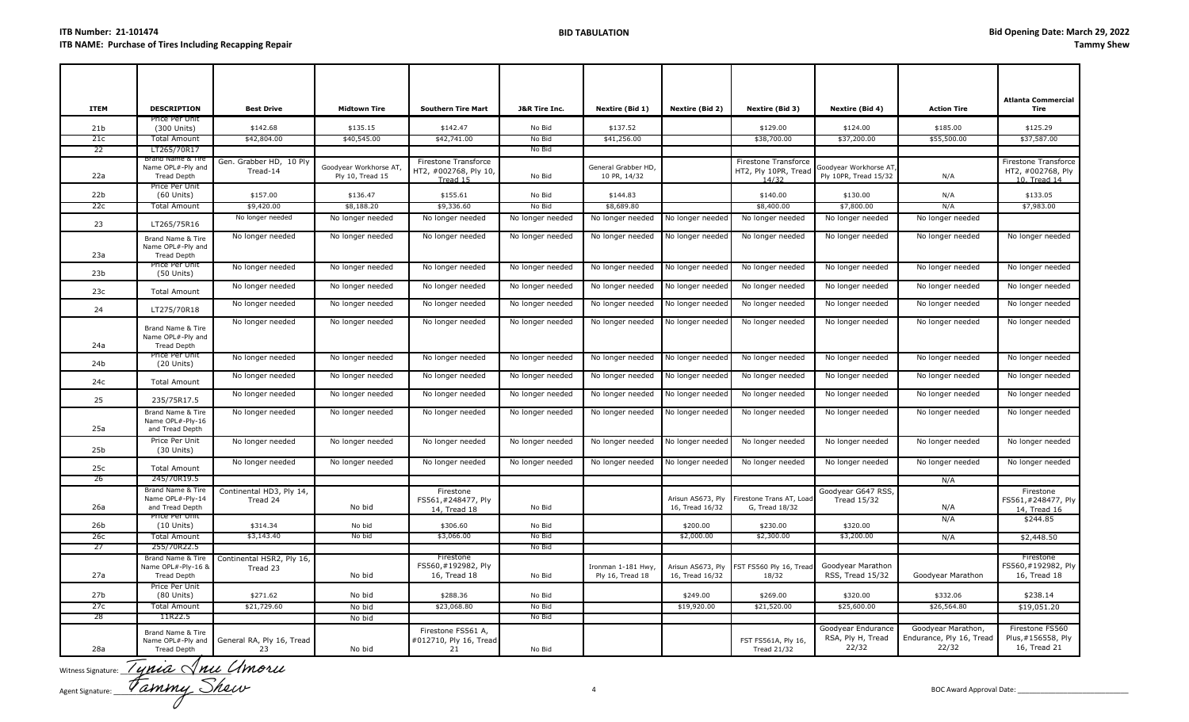**ITB Number: 21-101474**
**ITB NAME: Purchase of Tires Including Recapping Repair**

**BID TABULATION**

**Bid Opening Date: March 29, 2022**
**Tammy Shew**

| ITEM | DESCRIPTION | Best Drive | Midtown Tire | Southern Tire Mart | J&R Tire Inc. | Nextire (Bid 1) | Nextire (Bid 2) | Nextire (Bid 3) | Nextire (Bid 4) | Action Tire | Atlanta Commercial Tire |
|---|---|---|---|---|---|---|---|---|---|---|---|
| 21b | Price Per Unit (300 Units) | $142.68 | $135.15 | $142.47 | No Bid | $137.52 | | $129.00 | $124.00 | $185.00 | $125.29 |
| 21c | Total Amount | $42,804.00 | $40,545.00 | $42,741.00 | No Bid | $41,256.00 | | $38,700.00 | $37,200.00 | $55,500.00 | $37,587.00 |
| 22 | LT265/70R17 | | | | No Bid | | | | | | |
| 22a | Brand Name & Tire Name OPL#-Ply and Tread Depth | Gen. Grabber HD, 10 Ply Tread-14 | Goodyear Workhorse AT, Ply 10, Tread 15 | Firestone Transforce HT2, #002768, Ply 10, Tread 15 | No Bid | General Grabber HD, 10 PR, 14/32 | | Firestone Transforce HT2, Ply 10PR, Tread 14/32 | Goodyear Workhorse AT, Ply 10PR, Tread 15/32 | N/A | Firestone Transforce HT2, #002768, Ply 10, Tread 14 |
| 22b | Price Per Unit (60 Units) | $157.00 | $136.47 | $155.61 | No Bid | $144.83 | | $140.00 | $130.00 | N/A | $133.05 |
| 22c | Total Amount | $9,420.00 | $8,188.20 | $9,336.60 | No Bid | $8,689.80 | | $8,400.00 | $7,800.00 | N/A | $7,983.00 |
| 23 | LT265/75R16 | No longer needed | No longer needed | No longer needed | No longer needed | No longer needed | No longer needed | No longer needed | No longer needed | No longer needed | |
| 23a | Brand Name & Tire Name OPL#-Ply and Tread Depth | No longer needed | No longer needed | No longer needed | No longer needed | No longer needed | No longer needed | No longer needed | No longer needed | No longer needed | No longer needed |
| 23b | Price Per Unit (50 Units) | No longer needed | No longer needed | No longer needed | No longer needed | No longer needed | No longer needed | No longer needed | No longer needed | No longer needed | No longer needed |
| 23c | Total Amount | No longer needed | No longer needed | No longer needed | No longer needed | No longer needed | No longer needed | No longer needed | No longer needed | No longer needed | No longer needed |
| 24 | LT275/70R18 | No longer needed | No longer needed | No longer needed | No longer needed | No longer needed | No longer needed | No longer needed | No longer needed | No longer needed | No longer needed |
| 24a | Brand Name & Tire Name OPL#-Ply and Tread Depth | No longer needed | No longer needed | No longer needed | No longer needed | No longer needed | No longer needed | No longer needed | No longer needed | No longer needed | No longer needed |
| 24b | Price Per Unit (20 Units) | No longer needed | No longer needed | No longer needed | No longer needed | No longer needed | No longer needed | No longer needed | No longer needed | No longer needed | No longer needed |
| 24c | Total Amount | No longer needed | No longer needed | No longer needed | No longer needed | No longer needed | No longer needed | No longer needed | No longer needed | No longer needed | No longer needed |
| 25 | 235/75R17.5 | No longer needed | No longer needed | No longer needed | No longer needed | No longer needed | No longer needed | No longer needed | No longer needed | No longer needed | No longer needed |
| 25a | Brand Name & Tire Name OPL#-Ply-16 and Tread Depth | No longer needed | No longer needed | No longer needed | No longer needed | No longer needed | No longer needed | No longer needed | No longer needed | No longer needed | No longer needed |
| 25b | Price Per Unit (30 Units) | No longer needed | No longer needed | No longer needed | No longer needed | No longer needed | No longer needed | No longer needed | No longer needed | No longer needed | No longer needed |
| 25c | Total Amount | No longer needed | No longer needed | No longer needed | No longer needed | No longer needed | No longer needed | No longer needed | No longer needed | No longer needed | No longer needed |
| 26 | 245/70R19.5 | | | | | | | | | N/A | |
| 26a | Brand Name & Tire Name OPL#-Ply-14 and Tread Depth | Continental HD3, Ply 14, Tread 24 | No bid | Firestone FS561,#248477, Ply 14, Tread 18 | No Bid | | Arisun AS673, Ply 16, Tread 16/32 | Firestone Trans AT, Load G, Tread 18/32 | Goodyear G647 RSS, Tread 15/32 | N/A | Firestone FS561,#248477, Ply 14, Tread 16 |
| 26b | Price Per Unit (10 Units) | $314.34 | No bid | $306.60 | No Bid | | $200.00 | $230.00 | $320.00 | N/A | $244.85 |
| 26c | Total Amount | $3,143.40 | No bid | $3,066.00 | No Bid | | $2,000.00 | $2,300.00 | $3,200.00 | N/A | $2,448.50 |
| 27 | 255/70R22.5 | | | | No Bid | | | | | | |
| 27a | Brand Name & Tire Name OPL#-Ply-16 & Tread Depth | Continental HSR2, Ply 16, Tread 23 | No bid | Firestone FS560,#192982, Ply 16, Tread 18 | No Bid | Ironman 1-181 Hwy, Ply 16, Tread 18 | Arisun AS673, Ply 16, Tread 16/32 | FST FS560 Ply 16, Tread 18/32 | Goodyear Marathon RSS, Tread 15/32 | Goodyear Marathon | Firestone FS560,#192982, Ply 16, Tread 18 |
| 27b | Price Per Unit (80 Units) | $271.62 | No bid | $288.36 | No Bid | | $249.00 | $269.00 | $320.00 | $332.06 | $238.14 |
| 27c | Total Amount | $21,729.60 | No bid | $23,068.80 | No Bid | | $19,920.00 | $21,520.00 | $25,600.00 | $26,564.80 | $19,051.20 |
| 28 | 11R22.5 | | No bid | | No Bid | | | | | | |
| 28a | Brand Name & Tire Name OPL#-Ply and Tread Depth | General RA, Ply 16, Tread 23 | No bid | Firestone FS561 A, #012710, Ply 16, Tread 21 | No Bid | | | FST FS561A, Ply 16, Tread 21/32 | Goodyear Endurance RSA, Ply H, Tread 22/32 | Goodyear Marathon, Endurance, Ply 16, Tread 22/32 | Firestone FS560 Plus,#156558, Ply 16, Tread 21 |

Witness Signature: Tynia Inu Umoru

Agent Signature: Tammy Shew

BOC Award Approval Date: ____________________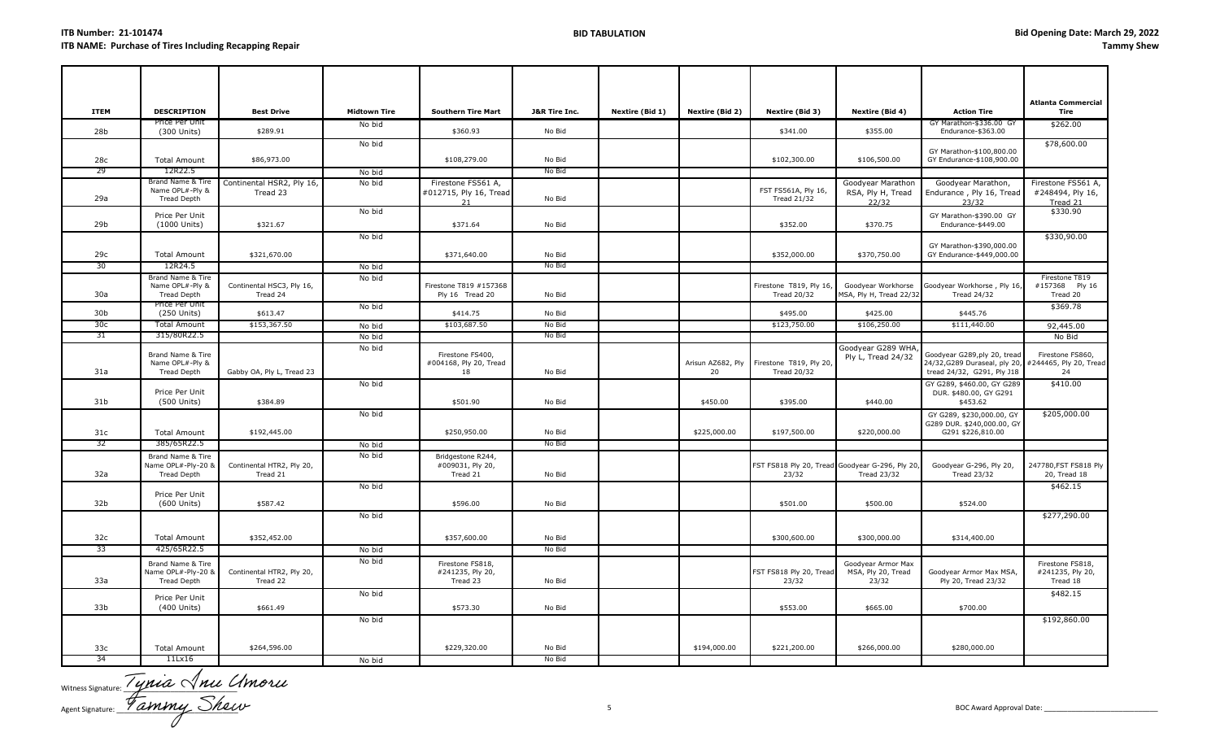**ITB Number: 21-101474**
**ITB NAME: Purchase of Tires Including Recapping Repair**

**BID TABULATION**

**Bid Opening Date: March 29, 2022**
**Tammy Shew**

| ITEM | DESCRIPTION | Best Drive | Midtown Tire | Southern Tire Mart | J&R Tire Inc. | Nextire (Bid 1) | Nextire (Bid 2) | Nextire (Bid 3) | Nextire (Bid 4) | Action Tire | Atlanta Commercial Tire |
|---|---|---|---|---|---|---|---|---|---|---|---|
| 28b | Price Per Unit (300 Units) | $289.91 | No bid | $360.93 | No Bid | | | $341.00 | $355.00 | GY Marathon-$336.00 GY Endurance-$363.00 | $262.00 |
| 28c | Total Amount | $86,973.00 | No bid | $108,279.00 | No Bid | | | $102,300.00 | $106,500.00 | GY Marathon-$100,800.00 GY Endurance-$108,900.00 | $78,600.00 |
| 29 | 12R22.5 | | No bid | | No Bid | | | | | | |
| 29a | Brand Name & Tire Name OPL#-Ply & Tread Depth | Continental HSR2, Ply 16, Tread 23 | No bid | Firestone FS561 A, #012715, Ply 16, Tread 21 | No Bid | | | FST FS561A, Ply 16, Tread 21/32 | Goodyear Marathon RSA, Ply H, Tread 22/32 | Goodyear Marathon, Endurance , Ply 16, Tread 23/32 | Firestone FS561 A, #248494, Ply 16, Tread 21 |
| 29b | Price Per Unit (1000 Units) | $321.67 | No bid | $371.64 | No Bid | | | $352.00 | $370.75 | GY Marathon-$390.00 GY Endurance-$449.00 | $330.90 |
| 29c | Total Amount | $321,670.00 | No bid | $371,640.00 | No Bid | | | $352,000.00 | $370,750.00 | GY Marathon-$390,000.00 GY Endurance-$449,000.00 | $330,90.00 |
| 30 | 12R24.5 | | No bid | | No Bid | | | | | | |
| 30a | Brand Name & Tire Name OPL#-Ply & Tread Depth | Continental HSC3, Ply 16, Tread 24 | No bid | Firestone T819 #157368 Ply 16 Tread 20 | No Bid | | | Firestone T819, Ply 16, Tread 20/32 | Goodyear Workhorse MSA, Ply H, Tread 22/32 | Goodyear Workhorse , Ply 16, Tread 24/32 | Firestone T819 #157368 Ply 16 Tread 20 |
| 30b | Price Per Unit (250 Units) | $613.47 | No bid | $414.75 | No Bid | | | $495.00 | $425.00 | $445.76 | $369.78 |
| 30c | Total Amount | $153,367.50 | No bid | $103,687.50 | No Bid | | | $123,750.00 | $106,250.00 | $111,440.00 | 92,445.00 |
| 31 | 315/80R22.5 | | No bid | | No Bid | | | | | | No Bid |
| 31a | Brand Name & Tire Name OPL#-Ply & Tread Depth | Gabby OA, Ply L, Tread 23 | No bid | Firestone FS400, #004168, Ply 20, Tread 18 | No Bid | | Arisun AZ682, Ply 20 | Firestone T819, Ply 20, Tread 20/32 | Goodyear G289 WHA, Ply L, Tread 24/32 | Goodyear G289,ply 20, tread 24/32,G289 Duraseal, ply 20, tread 24/32, G291, Ply J18 | Firestone FS860, #244465, Ply 20, Tread 24 |
| 31b | Price Per Unit (500 Units) | $384.89 | No bid | $501.90 | No Bid | | $450.00 | $395.00 | $440.00 | GY G289, $460.00, GY G289 DUR. $480.00, GY G291 $453.62 | $410.00 |
| 31c | Total Amount | $192,445.00 | No bid | $250,950.00 | No Bid | | $225,000.00 | $197,500.00 | $220,000.00 | GY G289, $230,000.00, GY G289 DUR. $240,000.00, GY G291 $226,810.00 | $205,000.00 |
| 32 | 385/65R22.5 | | No bid | | No Bid | | | | | | |
| 32a | Brand Name & Tire Name OPL#-Ply-20 & Tread Depth | Continental HTR2, Ply 20, Tread 21 | No bid | Bridgestone R244, #009031, Ply 20, Tread 21 | No Bid | | | FST FS818 Ply 20, Tread 23/32 | Goodyear G-296, Ply 20, Tread 23/32 | Goodyear G-296, Ply 20, Tread 23/32 | 247780,FST FS818 Ply 20, Tread 18 |
| 32b | Price Per Unit (600 Units) | $587.42 | No bid | $596.00 | No Bid | | | $501.00 | $500.00 | $524.00 | $462.15 |
| 32c | Total Amount | $352,452.00 | No bid | $357,600.00 | No Bid | | | $300,600.00 | $300,000.00 | $314,400.00 | $277,290.00 |
| 33 | 425/65R22.5 | | No bid | | No Bid | | | | | | |
| 33a | Brand Name & Tire Name OPL#-Ply-20 & Tread Depth | Continental HTR2, Ply 20, Tread 22 | No bid | Firestone FS818, #241235, Ply 20, Tread 23 | No Bid | | | FST FS818 Ply 20, Tread 23/32 | Goodyear Armor Max MSA, Ply 20, Tread 23/32 | Goodyear Armor Max MSA, Ply 20, Tread 23/32 | Firestone FS818, #241235, Ply 20, Tread 18 |
| 33b | Price Per Unit (400 Units) | $661.49 | No bid | $573.30 | No Bid | | | $553.00 | $665.00 | $700.00 | $482.15 |
| 33c | Total Amount | $264,596.00 | No bid | $229,320.00 | No Bid | | $194,000.00 | $221,200.00 | $266,000.00 | $280,000.00 | $192,860.00 |
| 34 | 11Lx16 | | No bid | | No Bid | | | | | | |

Witness Signature: Tynia Inu Umoru

Agent Signature: Tammy Shew

BOC Award Approval Date: ____________________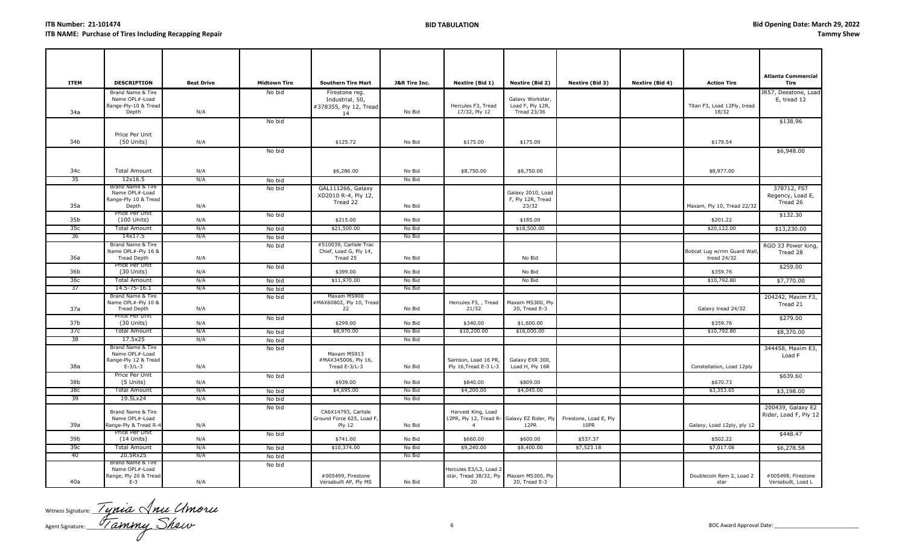**ITB Number: 21-101474**
**ITB NAME: Purchase of Tires Including Recapping Repair**

**BID TABULATION**

**Bid Opening Date: March 29, 2022**
**Tammy Shew**

| ITEM | DESCRIPTION | Best Drive | Midtown Tire | Southern Tire Mart | J&R Tire Inc. | Nextire (Bid 1) | Nextire (Bid 2) | Nextire (Bid 3) | Nextire (Bid 4) | Action Tire | Atlanta Commercial Tire |
|---|---|---|---|---|---|---|---|---|---|---|---|
| 34a | Brand Name & Tire Name OPL#-Load Range-Ply-10 & Tread Depth | N/A | No bid | Firestone reg. Industrial, 50, #378355, Ply 12, Tread 14 | No Bid | Hercules F3, Tread 17/32, Ply 12 | Galaxy Workstar, Load F, Ply 12R, Tread 23/36 | | | Titan F3, Load 12Ply, tread 18/32 | JR57, Deestone, Load E, tread 12 |
| 34b | Price Per Unit (50 Units) | N/A | No bid | $125.72 | No Bid | $175.00 | $175.00 | | | $179.54 | $138.96 |
| 34c | Total Amount | N/A | No bid | $6,286.00 | No Bid | $8,750.00 | $8,750.00 | | | $8,977.00 | $6,948.00 |
| 35 | 12x16.5 | N/A | No bid | | No Bid | | | | | | |
| 35a | Brand Name & Tire Name OPL#-Load Range-Ply 10 & Tread Depth | N/A | No bid | GAL111266, Galaxy XD2010 R-4, Ply 12, Tread 22 | No Bid | | Galaxy 2010, Load F, Ply 12R, Tread 23/32 | | | Maxam, Ply 10, Tread 22/32 | 378712, FST Regency, Load E, Tread 26 |
| 35b | Price Per Unit (100 Units) | N/A | No bid | $215.00 | No Bid | | $185.00 | | | $201.22 | $132.30 |
| 35c | Total Amount | N/A | No bid | $21,500.00 | No Bid | | $18,500.00 | | | $20,122.00 | $13,230.00 |
| 36 | 14x17.5 | N/A | No bid | | No Bid | | | | | | |
| 36a | Brand Name & Tire Name OPL#-Ply 16 & Tread Depth | N/A | No bid | #510039, Carlisle Trac Chief, Load G, Ply 14, Tread 25 | No Bid | | No Bid | | | Bobcat Lug w/rim Guard Wall, tread 24/32 | RGO 33 Power king, Tread 28 |
| 36b | Price Per Unit (30 Units) | N/A | No bid | $399.00 | No Bid | | No Bid | | | $359.76 | $259.00 |
| 36c | Total Amount | N/A | No bid | $11,970.00 | No Bid | | No Bid | | | $10,792.80 | $7,770.00 |
| 37 | 14.5-75-16.1 | N/A | No bid | | No Bid | | | | | | |
| 37a | Brand Name & Tire Name OPL#-Ply 10 & Tread Depth | N/A | No bid | Maxam MS900 #MAX60802, Ply 10, Tread 22 | No Bid | Hercules F3, , Tread 21/32 | Maxam MS300, Ply 20, Tread E-3 | | | Galaxy tread 24/32 | 204242, Maxim F3, Tread 21 |
| 37b | Price Per Unit (30 Units) | N/A | No bid | $299.00 | No Bid | $340.00 | $1,600.00 | | | $359.76 | $279.00 |
| 37c | Total Amount | N/A | No bid | $8,970.00 | No Bid | $10,200.00 | $16,000.00 | | | $10,792.80 | $8,370.00 |
| 38 | 17.5x25 | N/A | No bid | | No Bid | | | | | | |
| 38a | Brand Name & Tire Name OPL#-Load Range-Ply 12 & Tread E-3/L-3 | N/A | No bid | Maxam MS913 #MAX345006, Ply 16, Tread E-3/L-3 | No Bid | Samson, Load 16 PR, Ply 16,Tread E-3 L-3 | Galaxy EXR 300, Load H, Ply 16R | | | Constellation, Load 12ply | 344458, Maxim E3, Load F |
| 38b | Price Per Unit (5 Units) | N/A | No bid | $939.00 | No Bid | $840.00 | $809.00 | | | $670.73 | $639.60 |
| 38c | Total Amount | N/A | No bid | $4,695.00 | No Bid | $4,200.00 | $4,045.00 | | | $3,353.65 | $3,198.00 |
| 39 | 19.5Lx24 | N/A | No bid | | No Bid | | | | | | |
| 39a | Brand Name & Tire Name OPL#-Load Range-Ply & Tread R-4 | N/A | No bid | CA6X14793, Carlisle Ground Force 625, Load F, Ply 12 | No Bid | Harvest King, Load 12PR, Ply 12, Tread R-4 | Galaxy EZ Rider, Ply 12PR | Firestone, Load E, Ply 10PR | | Galaxy, Load 12ply, ply 12 | 200439, Galaxy E2 Rider, Load F, Ply 12 |
| 39b | Price Per Unit (14 Units) | N/A | No bid | $741.00 | No Bid | $660.00 | $600.00 | $537.37 | | $502.22 | $448.47 |
| 39c | Total Amount | N/A | No bid | $10,374.00 | No Bid | $9,240.00 | $8,400.00 | $7,523.18 | | $7,017.08 | $6,278.58 |
| 40 | 20.5Rx25 | N/A | No bid | | No Bid | | | | | | |
| 40a | Brand Name & Tire Name OPL#-Load Range, Ply 20 & Tread E-3 | N/A | No bid | #005499, Firestone Versabuilt AP, Ply MS | No Bid | Hercules E3/L3, Load 2 star, Tread 38/32, Ply 20 | Maxam MS300, Ply 20, Tread E-3 | | | Doublecoin Rem 2, Load 2 star | #005498, Firestone Versabuilt, Load L |

Witness Signature: Tynia Inu Umoru

Agent Signature: Tammy Shew

BOC Award Approval Date: ______________________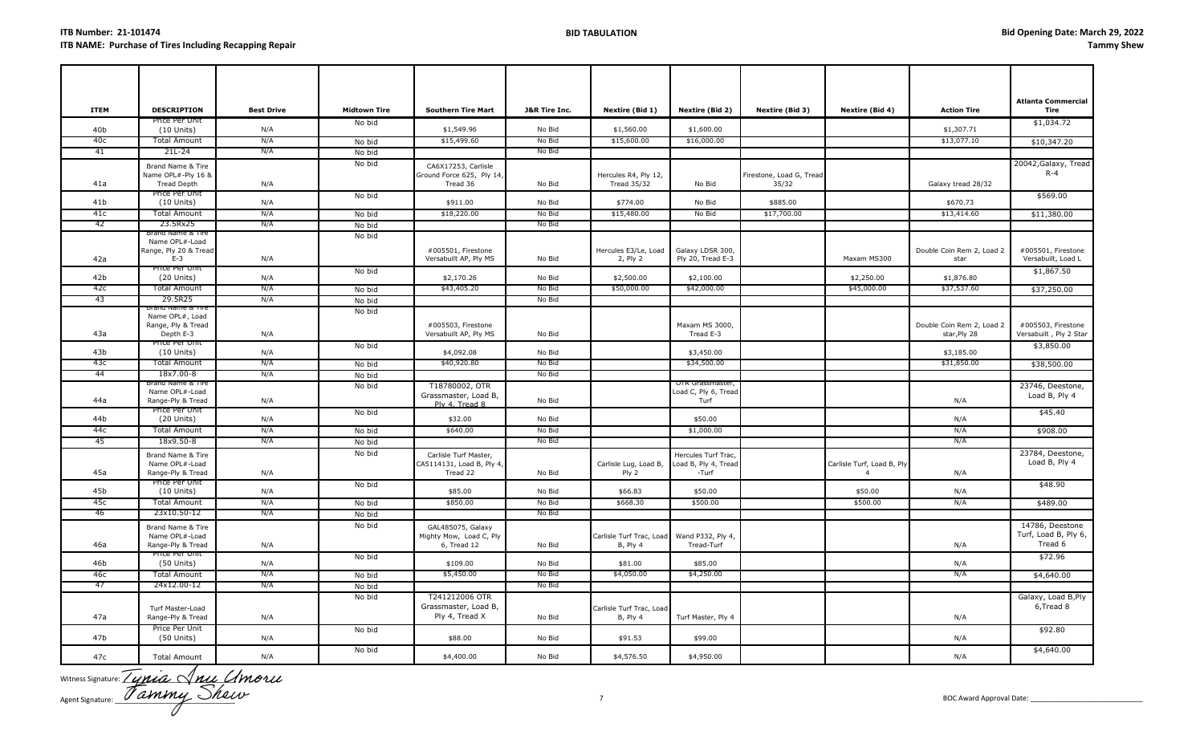**ITB Number: 21-101474**
**ITB NAME: Purchase of Tires Including Recapping Repair**

**BID TABULATION**

**Bid Opening Date: March 29, 2022**
**Tammy Shew**

| ITEM | DESCRIPTION | Best Drive | Midtown Tire | Southern Tire Mart | J&R Tire Inc. | Nextire (Bid 1) | Nextire (Bid 2) | Nextire (Bid 3) | Nextire (Bid 4) | Action Tire | Atlanta Commercial Tire |
|---|---|---|---|---|---|---|---|---|---|---|---|
| 40b | Price Per Unit (10 Units) | N/A | No bid | $1,549.96 | No Bid | $1,560.00 | $1,600.00 | | | $1,307.71 | $1,034.72 |
| 40c | Total Amount | N/A | No bid | $15,499.60 | No Bid | $15,600.00 | $16,000.00 | | | $13,077.10 | $10,347.20 |
| 41 | 21L-24 | N/A | No bid | | No Bid | | | | | | |
| 41a | Brand Name & Tire Name OPL#-Ply 16 & Tread Depth | N/A | No bid | CA6X17253, Carlisle Ground Force 625, Ply 14, Tread 36 | No Bid | Hercules R4, Ply 12, Tread 35/32 | No Bid | Firestone, Load G, Tread 35/32 | | Galaxy tread 28/32 | 20042,Galaxy, Tread R-4 |
| 41b | Price Per Unit (10 Units) | N/A | No bid | $911.00 | No Bid | $774.00 | No Bid | $885.00 | | $670.73 | $569.00 |
| 41c | Total Amount | N/A | No bid | $18,220.00 | No Bid | $15,480.00 | No Bid | $17,700.00 | | $13,414.60 | $11,380.00 |
| 42 | 23.5Rx25 | N/A | No bid | | No Bid | | | | | | |
| 42a | Brand Name & Tire Name OPL#-Load Range, Ply 20 & Tread E-3 | N/A | No bid | #005501, Firestone Versabuilt AP, Ply MS | No Bid | Hercules E3/Le, Load 2, Ply 2 | Galaxy LDSR 300, Ply 20, Tread E-3 | | Maxam MS300 | Double Coin Rem 2, Load 2 star | #005501, Firestone Versabuilt, Load L |
| 42b | Price Per Unit (20 Units) | N/A | No bid | $2,170.26 | No Bid | $2,500.00 | $2,100.00 | | $2,250.00 | $1,876.80 | $1,867.50 |
| 42c | Total Amount | N/A | No bid | $43,405.20 | No Bid | $50,000.00 | $42,000.00 | | $45,000.00 | $37,537.60 | $37,250.00 |
| 43 | 29.5R25 | N/A | No bid | | No Bid | | | | | | |
| 43a | Brand Name & Tire Name OPL#, Load Range, Ply & Tread Depth E-3 | N/A | No bid | #005503, Firestone Versabuilt AP, Ply MS | No Bid | | Maxam MS 3000, Tread E-3 | | | Double Coin Rem 2, Load 2 star,Ply 28 | #005503, Firestone Versabuilt , Ply 2 Star |
| 43b | Price Per Unit (10 Units) | N/A | No bid | $4,092.08 | No Bid | | $3,450.00 | | | $3,185.00 | $3,850.00 |
| 43c | Total Amount | N/A | No bid | $40,920.80 | No Bid | | $34,500.00 | | | $31,850.00 | $38,500.00 |
| 44 | 18x7.00-8 | N/A | No bid | | No Bid | | | | | | |
| 44a | Brand Name & Tire Name OPL#-Load Range-Ply & Tread | N/A | No bid | T18780002, OTR Grassmaster, Load B, Ply 4, Tread 8 | No Bid | | OTR Grassmaster, Load C, Ply 6, Tread Turf | | | N/A | 23746, Deestone, Load B, Ply 4 |
| 44b | Price Per Unit (20 Units) | N/A | No bid | $32.00 | No Bid | | $50.00 | | | N/A | $45.40 |
| 44c | Total Amount | N/A | No bid | $640.00 | No Bid | | $1,000.00 | | | N/A | $908.00 |
| 45 | 18x9.50-8 | N/A | No bid | | No Bid | | | | | N/A | |
| 45a | Brand Name & Tire Name OPL#-Load Range-Ply & Tread | N/A | No bid | Carlisle Turf Master, CAS114131, Load B, Ply 4, Tread 22 | No Bid | Carlisle Lug, Load B, Ply 2 | Hercules Turf Trac, Load B, Ply 4, Tread -Turf | | Carlisle Turf, Load B, Ply 4 | N/A | 23784, Deestone, Load B, Ply 4 |
| 45b | Price Per Unit (10 Units) | N/A | No bid | $85.00 | No Bid | $66.83 | $50.00 | | $50.00 | N/A | $48.90 |
| 45c | Total Amount | N/A | No bid | $850.00 | No Bid | $668.30 | $500.00 | | $500.00 | N/A | $489.00 |
| 46 | 23x10.50-12 | N/A | No bid | | No Bid | | | | | | |
| 46a | Brand Name & Tire Name OPL#-Load Range-Ply & Tread | N/A | No bid | GAL485075, Galaxy Mighty Mow, Load C, Ply 6, Tread 12 | No Bid | Carlisle Turf Trac, Load B, Ply 4 | Wand P332, Ply 4, Tread-Turf | | | N/A | 14786, Deestone Turf, Load B, Ply 6, Tread 6 |
| 46b | Price Per Unit (50 Units) | N/A | No bid | $109.00 | No Bid | $81.00 | $85.00 | | | N/A | $72.96 |
| 46c | Total Amount | N/A | No bid | $5,450.00 | No Bid | $4,050.00 | $4,250.00 | | | N/A | $4,640.00 |
| 47 | 24x12.00-12 | N/A | No bid | | No Bid | | | | | | |
| 47a | Turf Master-Load Range-Ply & Tread | N/A | No bid | T241212006 OTR Grassmaster, Load B, Ply 4, Tread X | No Bid | Carlisle Turf Trac, Load B, Ply 4 | Turf Master, Ply 4 | | | N/A | Galaxy, Load B,Ply 6,Tread 8 |
| 47b | Price Per Unit (50 Units) | N/A | No bid | $88.00 | No Bid | $91.53 | $99.00 | | | N/A | $92.80 |
| 47c | Total Amount | N/A | No bid | $4,400.00 | No Bid | $4,576.50 | $4,950.00 | | | N/A | $4,640.00 |

Witness Signature: *Tynia Inu Umoru*

Agent Signature: *Tammy Shew*

BOC Award Approval Date: ____________________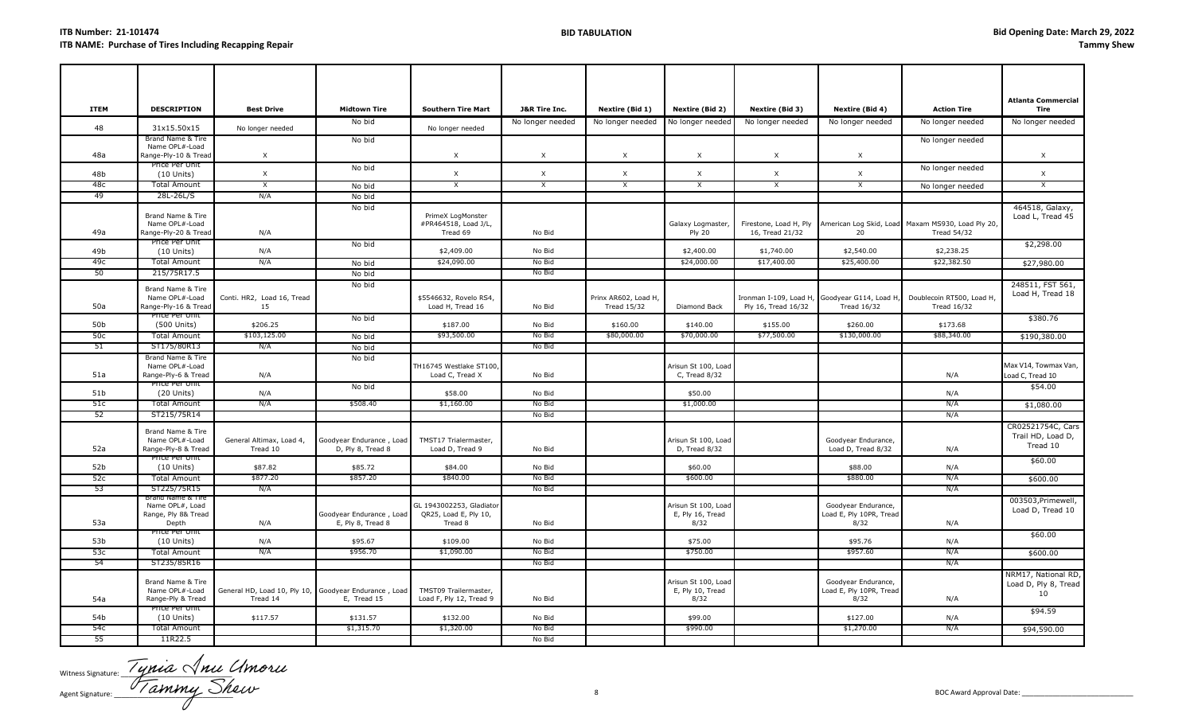**ITB Number: 21-101474**
**ITB NAME: Purchase of Tires Including Recapping Repair**

**BID TABULATION**

**Bid Opening Date: March 29, 2022**
**Tammy Shew**

| ITEM | DESCRIPTION | Best Drive | Midtown Tire | Southern Tire Mart | J&R Tire Inc. | Nextire (Bid 1) | Nextire (Bid 2) | Nextire (Bid 3) | Nextire (Bid 4) | Action Tire | Atlanta Commercial Tire |
|---|---|---|---|---|---|---|---|---|---|---|---|
| 48 | 31x15.50x15 | No longer needed | No bid | No longer needed | No longer needed | No longer needed | No longer needed | No longer needed | No longer needed | No longer needed | No longer needed |
| 48a | Brand Name & Tire Name OPL#-Load Range-Ply-10 & Tread | X | No bid | X | X | X | X | X | X | No longer needed | X |
| 48b | Price Per Unit (10 Units) | X | No bid | X | X | X | X | X | X | No longer needed | X |
| 48c | Total Amount | X | No bid | X | X | X | X | X | X | No longer needed | X |
| 49 | 28L-26L/S | N/A | No bid | | | | | | | | |
| 49a | Brand Name & Tire Name OPL#-Load Range-Ply-20 & Tread | N/A | No bid | PrimeX LogMonster #PR464518, Load J/L, Tread 69 | No Bid | | Galaxy Logmaster, Ply 20 | Firestone, Load H, Ply 16, Tread 21/32 | American Log Skid, Load 20 | Maxam MS930, Load Ply 20, Tread 54/32 | 464518, Galaxy, Load L, Tread 45 |
| 49b | Price Per Unit (10 Units) | N/A | No bid | $2,409.00 | No Bid | | $2,400.00 | $1,740.00 | $2,540.00 | $2,238.25 | $2,298.00 |
| 49c | Total Amount | N/A | No bid | $24,090.00 | No Bid | | $24,000.00 | $17,400.00 | $25,400.00 | $22,382.50 | $27,980.00 |
| 50 | 215/75R17.5 | | No bid | | No Bid | | | | | | |
| 50a | Brand Name & Tire Name OPL#-Load Range-Ply-16 & Tread | Conti. HR2, Load 16, Tread 15 | No bid | $5546632, Rovelo RS4, Load H, Tread 16 | No Bid | Prinx AR602, Load H, Tread 15/32 | Diamond Back | Ironman I-109, Load H, Ply 16, Tread 16/32 | Goodyear G114, Load H, Tread 16/32 | Doublecoin RT500, Load H, Tread 16/32 | 248511, FST 561, Load H, Tread 18 |
| 50b | Price Per Unit (500 Units) | $206.25 | No bid | $187.00 | No Bid | $160.00 | $140.00 | $155.00 | $260.00 | $173.68 | $380.76 |
| 50c | Total Amount | $103,125.00 | No bid | $93,500.00 | No Bid | $80,000.00 | $70,000.00 | $77,500.00 | $130,000.00 | $88,340.00 | $190,380.00 |
| 51 | ST175/80R13 | N/A | No bid | | No Bid | | | | | | |
| 51a | Brand Name & Tire Name OPL#-Load Range-Ply-6 & Tread | N/A | No bid | TH16745 Westlake ST100, Load C, Tread X | No Bid | | Arisun St 100, Load C, Tread 8/32 | | | N/A | Max V14, Towmax Van, Load C, Tread 10 |
| 51b | Price Per Unit (20 Units) | N/A | No bid | $58.00 | No Bid | | $50.00 | | | N/A | $54.00 |
| 51c | Total Amount | N/A | $508.40 | $1,160.00 | No Bid | | $1,000.00 | | | N/A | $1,080.00 |
| 52 | ST215/75R14 | | | | No Bid | | | | | N/A | |
| 52a | Brand Name & Tire Name OPL#-Load Range-Ply-8 & Tread | General Altimax, Load 4, Tread 10 | Goodyear Endurance , Load D, Ply 8, Tread 8 | TMST17 Trialermaster, Load D, Tread 9 | No Bid | | Arisun St 100, Load D, Tread 8/32 | | Goodyear Endurance, Load D, Tread 8/32 | N/A | CR02521754C, Cars Trail HD, Load D, Tread 10 |
| 52b | Price Per Unit (10 Units) | $87.82 | $85.72 | $84.00 | No Bid | | $60.00 | | $88.00 | N/A | $60.00 |
| 52c | Total Amount | $877.20 | $857.20 | $840.00 | No Bid | | $600.00 | | $880.00 | N/A | $600.00 |
| 53 | ST225/75R15 | N/A | | | No Bid | | | | | N/A | |
| 53a | Brand Name & Tire Name OPL#, Load Range, Ply 8& Tread Depth | N/A | Goodyear Endurance , Load E, Ply 8, Tread 8 | GL 1943002253, Gladiator QR25, Load E, Ply 10, Tread 8 | No Bid | | Arisun St 100, Load E, Ply 16, Tread 8/32 | | Goodyear Endurance, Load E, Ply 10PR, Tread 8/32 | N/A | 003503,Primewell, Load D, Tread 10 |
| 53b | Price Per Unit (10 Units) | N/A | $95.67 | $109.00 | No Bid | | $75.00 | | $95.76 | N/A | $60.00 |
| 53c | Total Amount | N/A | $956.70 | $1,090.00 | No Bid | | $750.00 | | $957.60 | N/A | $600.00 |
| 54 | ST235/85R16 | | | | No Bid | | | | | N/A | |
| 54a | Brand Name & Tire Name OPL#-Load Range-Ply & Tread | General HD, Load 10, Ply 10, Tread 14 | Goodyear Endurance , Load E, Tread 15 | TMST09 Trailermaster, Load F, Ply 12, Tread 9 | No Bid | | Arisun St 100, Load E, Ply 10, Tread 8/32 | | Goodyear Endurance, Load E, Ply 10PR, Tread 8/32 | N/A | NRM17, National RD, Load D, Ply 8, Tread 10 |
| 54b | Price Per Unit (10 Units) | $117.57 | $131.57 | $132.00 | No Bid | | $99.00 | | $127.00 | N/A | $94.59 |
| 54c | Total Amount | | $1,315.70 | $1,320.00 | No Bid | | $990.00 | | $1,270.00 | N/A | $94,590.00 |
| 55 | 11R22.5 | | | | No Bid | | | | | | |

Witness Signature: *Tynia Inu Umoru*

Agent Signature: *Tammy Shew*

BOC Award Approval Date: ____________________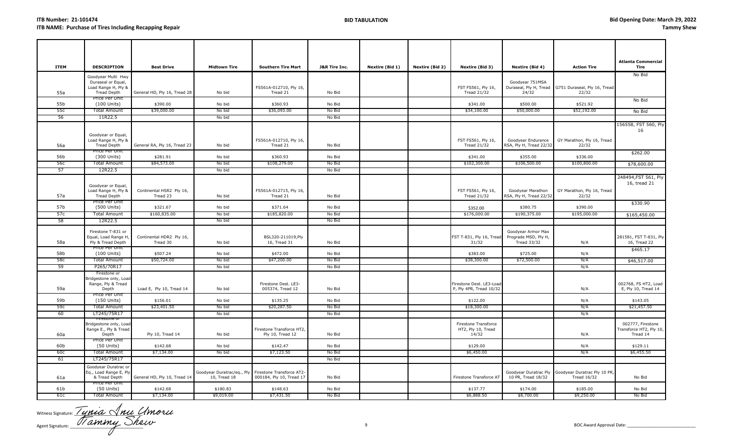**ITB Number: 21-101474**
**ITB NAME: Purchase of Tires Including Recapping Repair**

**BID TABULATION**

**Bid Opening Date: March 29, 2022**
**Tammy Shew**

| ITEM | DESCRIPTION | Best Drive | Midtown Tire | Southern Tire Mart | J&R Tire Inc. | Nextire (Bid 1) | Nextire (Bid 2) | Nextire (Bid 3) | Nextire (Bid 4) | Action Tire | Atlanta Commercial Tire |
|---|---|---|---|---|---|---|---|---|---|---|---|
| 55a | Goodyear Multi Hwy Duraseal or Equal, Load Range H, Ply & Tread Depth | General HD, Ply 16, Tread 28 | No bid | FS561A-012710, Ply 16, Tread 21 | No Bid | | | FST FS561, Ply 16, Tread 21/32 | Goodyear 751MSA Duraseal, Ply H, Tread 24/32 | G751 Duraseal, Ply 16, Tread 22/32 | No Bid |
| 55b | Price Per Unit (100 Units) | $390.00 | No bid | $360.93 | No Bid | | | $341.00 | $500.00 | $521.92 | No Bid |
| 55c | Total Amount | $39,000.00 | No bid | $36,093.00 | No Bid | | | $34,100.00 | $50,000.00 | $52,192.00 | No Bid |
| 56 | 11R22.5 | | No bid | | No Bid | | | | | | |
| 56a | Goodyear or Equal, Load Range H, Ply & Tread Depth | General RA, Ply 16, Tread 23 | No bid | FS561A-012710, Ply 16, Tread 21 | No Bid | | | FST FS561, Ply 16, Tread 21/32 | Goodyear Endurance RSA, Ply H, Tread 22/32 | GY Marathon, Ply 16, Tread 22/32 | 156558, FST 560, Ply 16 |
| 56b | Price Per Unit (300 Units) | $281.91 | No bid | $360.93 | No Bid | | | $341.00 | $355.00 | $336.00 | $262.00 |
| 56c | Total Amount | $84,573.00 | No bid | $108,279.00 | No Bid | | | $102,300.00 | $106,500.00 | $100,800.00 | $78,600.00 |
| 57 | 12R22.5 | | No bid | | No Bid | | | | | | |
| 57a | Goodyear or Equal, Load Range H, Ply & Tread Depth | Continental HSR2 Ply 16, Tread 23 | No bid | FS561A-012715, Ply 16, Tread 21 | No Bid | | | FST FS561, Ply 16, Tread 21/32 | Goodyear Marathon RSA, Ply H, Tread 22/32 | GY Marathon, Ply 16, Tread 22/32 | 248494,FST 561, Ply 16, tread 21 |
| 57b | Price Per Unit (500 Units) | $321.67 | No bid | $371.64 | No Bid | | | $352.00 | $380.75 | $390.00 | $330.90 |
| 57c | Total Amount | $160,835.00 | No bid | $185,820.00 | No Bid | | | $176,000.00 | $190,375.00 | $195,000.00 | $165,450.00 |
| 58 | 12R22.5 | | No bid | | No Bid | | | | | | |
| 58a | Firestone T-831 or Equal, Load Range H, Ply & Tread Depth | Continental HDR2 Ply 16, Tread 30 | No bid | BSL320-211019,Ply 16, Tread 31 | No Bid | | | FST T-831, Ply 16, Tread 31/32 | Goodyear Armor Max Prograde MSD, Ply H, Tread 33/32 | N/A | 281581, FST T-831, Ply 16, Tread 22 |
| 58b | Price Per Unit (100 Units) | $507.24 | No bid | $472.00 | No Bid | | | $383.00 | $725.00 | N/A | $465.17 |
| 58c | Total Amount | $50,724.00 | No bid | $47,200.00 | No Bid | | | $38,300.00 | $72,500.00 | N/A | $46,517.00 |
| 59 | P265/70R17 | | No bid | | No Bid | | | | | N/A | |
| 59a | Firestone or Bridgestone only, Load Range, Ply & Tread Depth | Load E, Ply 10, Tread 14 | No bid | Firestone Dest. LE3-005374, Tread 12 | No Bid | | | Firestone Dest. LE3-Load P, Ply 4PR, Tread 10/32 | | N/A | 002768, FS HT2, Load E, Ply 10, Tread 14 |
| 59b | Price Per Unit (150 Units) | $156.01 | No bid | $135.25 | No Bid | | | $122.00 | | N/A | $143.05 |
| 59c | Total Amount | $23,401.50 | No bid | $20,287.50 | No Bid | | | $18,300.00 | | N/A | $21,457.50 |
| 60 | LT245/75R17 | | No bid | | No Bid | | | | | N/A | |
| 60a | Firestone or Bridgestone only, Load Range E., Ply & Tread Depth | Ply 10, Tread 14 | No bid | Firestone Transforce HT2, Ply 10, Tread 12 | No Bid | | | Firestone Transforce HT2, Ply 10, Tread 14/32 | | N/A | 002777, Firestone Transforce HT2, Ply 10, Tread 14 |
| 60b | Price Per Unit (50 Units) | $142.68 | No bid | $142.47 | No Bid | | | $129.00 | | N/A | $129.11 |
| 60c | Total Amount | $7,134.00 | No bid | $7,123.50 | No Bid | | | $6,450.00 | | N/A | $6,455.50 |
| 61 | LT245/75R17 | | | | No Bid | | | | | | |
| 61a | Goodyear Duratrac or Eq., Load Range E, Ply & Tread Depth | General HD, Ply 10, Tread 14 | Goodyear Duratrac/eq., Ply 10, Tread 18 | Firestone Transforce AT2-000184, Ply 10, Tread 17 | No Bid | | | Firestone Transforce AT | Goodyear Duratrac Ply 10 PR, Tread 18/32 | Goodyear Duratrac Ply 10 PR, Tread 16/32 | No Bid |
| 61b | Price Per Unit (50 Units) | $142.68 | $180.83 | $148.63 | No Bid | | | $137.77 | $174.00 | $185.00 | No Bid |
| 61c | Total Amount | $7,134.00 | $9,019.00 | $7,431.50 | No Bid | | | $6,888.50 | $8,700.00 | $9,250.00 | No Bid |

Witness Signature: Tynia Anu Umoru

Agent Signature: Tammy Shew

BOC Award Approval Date: ______________________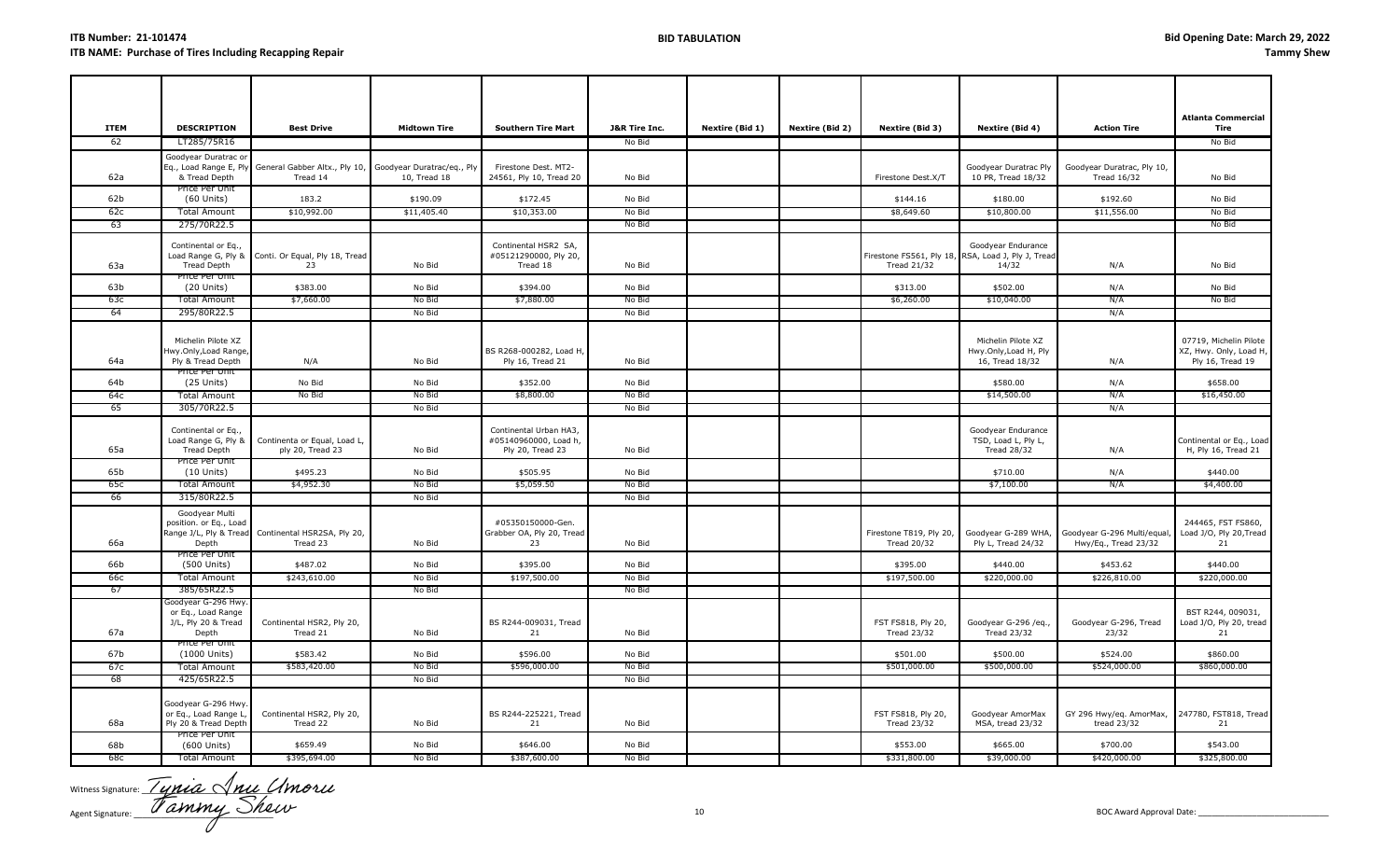**ITB Number: 21-101474**
**ITB NAME: Purchase of Tires Including Recapping Repair**

**BID TABULATION**

**Bid Opening Date: March 29, 2022**
**Tammy Shew**

| ITEM | DESCRIPTION | Best Drive | Midtown Tire | Southern Tire Mart | J&R Tire Inc. | Nextire (Bid 1) | Nextire (Bid 2) | Nextire (Bid 3) | Nextire (Bid 4) | Action Tire | Atlanta Commercial Tire |
|---|---|---|---|---|---|---|---|---|---|---|---|
| 62 | LT285/75R16 | | | | No Bid | | | | | | No Bid |
| 62a | Goodyear Duratrac or Eq., Load Range E, Ply & Tread Depth | General Gabber Altx., Ply 10, Tread 14 | Goodyear Duratrac/eq., Ply 10, Tread 18 | Firestone Dest. MT2-24561, Ply 10, Tread 20 | No Bid | | | Firestone Dest.X/T | Goodyear Duratrac Ply 10 PR, Tread 18/32 | Goodyear Duratrac, Ply 10, Tread 16/32 | No Bid |
| 62b | Price Per Unit (60 Units) | 183.2 | $190.09 | $172.45 | No Bid | | | $144.16 | $180.00 | $192.60 | No Bid |
| 62c | Total Amount | $10,992.00 | $11,405.40 | $10,353.00 | No Bid | | | $8,649.60 | $10,800.00 | $11,556.00 | No Bid |
| 63 | 275/70R22.5 | | | | No Bid | | | | | | No Bid |
| 63a | Continental or Eq., Load Range G, Ply & Tread Depth | Conti. Or Equal, Ply 18, Tread 23 | No Bid | Continental HSR2 SA, #05121290000, Ply 20, Tread 18 | No Bid | | | Firestone FS561, Ply 18, Tread 21/32 | Goodyear Endurance RSA, Load J, Ply J, Tread 14/32 | N/A | No Bid |
| 63b | Price Per Unit (20 Units) | $383.00 | No Bid | $394.00 | No Bid | | | $313.00 | $502.00 | N/A | No Bid |
| 63c | Total Amount | $7,660.00 | No Bid | $7,880.00 | No Bid | | | $6,260.00 | $10,040.00 | N/A | No Bid |
| 64 | 295/80R22.5 | | No Bid | | No Bid | | | | | N/A | |
| 64a | Michelin Pilote XZ Hwy.Only,Load Range, Ply & Tread Depth | N/A | No Bid | BS R268-000282, Load H, Ply 16, Tread 21 | No Bid | | | | Michelin Pilote XZ Hwy.Only,Load H, Ply 16, Tread 18/32 | N/A | 07719, Michelin Pilote XZ, Hwy. Only, Load H, Ply 16, Tread 19 |
| 64b | Price Per Unit (25 Units) | No Bid | No Bid | $352.00 | No Bid | | | | $580.00 | N/A | $658.00 |
| 64c | Total Amount | No Bid | No Bid | $8,800.00 | No Bid | | | | $14,500.00 | N/A | $16,450.00 |
| 65 | 305/70R22.5 | | No Bid | | No Bid | | | | | N/A | |
| 65a | Continental or Eq., Load Range G, Ply & Tread Depth | Continenta or Equal, Load L, ply 20, Tread 23 | No Bid | Continental Urban HA3, #05140960000, Load h, Ply 20, Tread 23 | No Bid | | | | Goodyear Endurance TSD, Load L, Ply L, Tread 28/32 | N/A | Continental or Eq., Load H, Ply 16, Tread 21 |
| 65b | Price Per Unit (10 Units) | $495.23 | No Bid | $505.95 | No Bid | | | | $710.00 | N/A | $440.00 |
| 65c | Total Amount | $4,952.30 | No Bid | $5,059.50 | No Bid | | | | $7,100.00 | N/A | $4,400.00 |
| 66 | 315/80R22.5 | | No Bid | | No Bid | | | | | | |
| 66a | Goodyear Multi position. or Eq., Load Range J/L, Ply & Tread Depth | Continental HSR2SA, Ply 20, Tread 23 | No Bid | #05350150000-Gen. Grabber OA, Ply 20, Tread 23 | No Bid | | | Firestone T819, Ply 20, Tread 20/32 | Goodyear G-289 WHA, Ply L, Tread 24/32 | Goodyear G-296 Multi/equal, Hwy/Eq., Tread 23/32 | 244465, FST FS860, Load J/O, Ply 20,Tread 21 |
| 66b | Price Per Unit (500 Units) | $487.02 | No Bid | $395.00 | No Bid | | | $395.00 | $440.00 | $453.62 | $440.00 |
| 66c | Total Amount | $243,610.00 | No Bid | $197,500.00 | No Bid | | | $197,500.00 | $220,000.00 | $226,810.00 | $220,000.00 |
| 67 | 385/65R22.5 | | No Bid | | No Bid | | | | | | |
| 67a | Goodyear G-296 Hwy. or Eq., Load Range J/L, Ply 20 & Tread Depth | Continental HSR2, Ply 20, Tread 21 | No Bid | BS R244-009031, Tread 21 | No Bid | | | FST FS818, Ply 20, Tread 23/32 | Goodyear G-296 /eq., Tread 23/32 | Goodyear G-296, Tread 23/32 | BST R244, 009031, Load J/O, Ply 20, tread 21 |
| 67b | Price Per Unit (1000 Units) | $583.42 | No Bid | $596.00 | No Bid | | | $501.00 | $500.00 | $524.00 | $860.00 |
| 67c | Total Amount | $583,420.00 | No Bid | $596,000.00 | No Bid | | | $501,000.00 | $500,000.00 | $524,000.00 | $860,000.00 |
| 68 | 425/65R22.5 | | No Bid | | No Bid | | | | | | |
| 68a | Goodyear G-296 Hwy. or Eq., Load Range L, Ply 20 & Tread Depth | Continental HSR2, Ply 20, Tread 22 | No Bid | BS R244-225221, Tread 21 | No Bid | | | FST FS818, Ply 20, Tread 23/32 | Goodyear AmorMax MSA, tread 23/32 | GY 296 Hwy/eq. AmorMax, tread 23/32 | 247780, FST818, Tread 21 |
| 68b | Price Per Unit (600 Units) | $659.49 | No Bid | $646.00 | No Bid | | | $553.00 | $665.00 | $700.00 | $543.00 |
| 68c | Total Amount | $395,694.00 | No Bid | $387,600.00 | No Bid | | | $331,800.00 | $39,000.00 | $420,000.00 | $325,800.00 |

Witness Signature: *Tynia Inu Umoru*

Agent Signature: *Tammy Shew*

BOC Award Approval Date: ____________________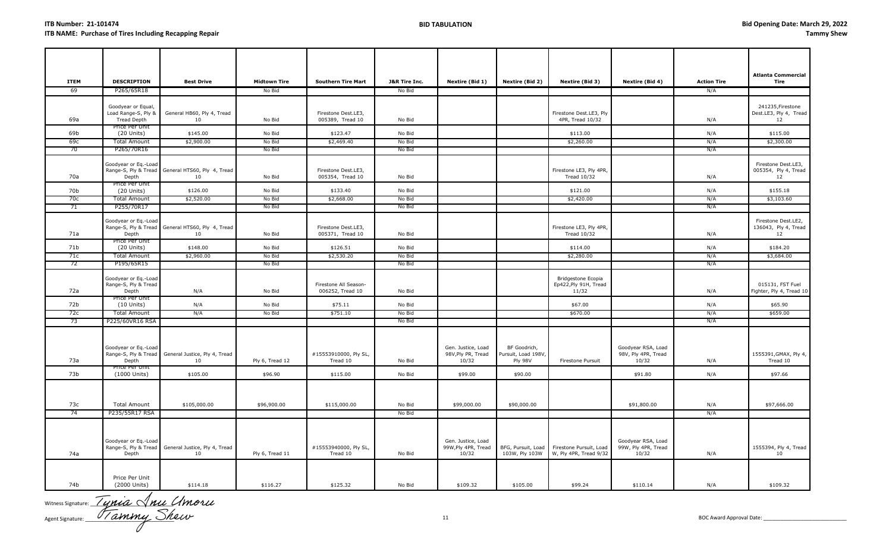**ITB Number: 21-101474**
**ITB NAME: Purchase of Tires Including Recapping Repair**

**BID TABULATION**

**Bid Opening Date: March 29, 2022**
**Tammy Shew**

| ITEM | DESCRIPTION | Best Drive | Midtown Tire | Southern Tire Mart | J&R Tire Inc. | Nextire (Bid 1) | Nextire (Bid 2) | Nextire (Bid 3) | Nextire (Bid 4) | Action Tire | Atlanta Commercial Tire |
|---|---|---|---|---|---|---|---|---|---|---|---|
| 69 | P265/65R18 | | No Bid | | No Bid | | | | | N/A | |
| 69a | Goodyear or Equal, Load Range-S, Ply & Tread Depth | General HB60, Ply 4, Tread 10 | No Bid | Firestone Dest.LE3, 005389, Tread 10 | No Bid | | | Firestone Dest.LE3, Ply 4PR, Tread 10/32 | | N/A | 241235,Firestone Dest.LE3, Ply 4, Tread 12 |
| 69b | Price Per Unit (20 Units) | $145.00 | No Bid | $123.47 | No Bid | | | $113.00 | | N/A | $115.00 |
| 69c | Total Amount | $2,900.00 | No Bid | $2,469.40 | No Bid | | | $2,260.00 | | N/A | $2,300.00 |
| 70 | P265/70R16 | | No Bid | | No Bid | | | | | N/A | |
| 70a | Goodyear or Eq.-Load Range-S, Ply & Tread Depth | General HTS60, Ply 4, Tread 10 | No Bid | Firestone Dest.LE3, 005354, Tread 10 | No Bid | | | Firestone LE3, Ply 4PR, Tread 10/32 | | N/A | Firestone Dest.LE3, 005354, Ply 4, Tread 12 |
| 70b | Price Per Unit (20 Units) | $126.00 | No Bid | $133.40 | No Bid | | | $121.00 | | N/A | $155.18 |
| 70c | Total Amount | $2,520.00 | No Bid | $2,668.00 | No Bid | | | $2,420.00 | | N/A | $3,103.60 |
| 71 | P255/70R17 | | No Bid | | No Bid | | | | | N/A | |
| 71a | Goodyear or Eq.-Load Range-S, Ply & Tread Depth | General HTS60, Ply 4, Tread 10 | No Bid | Firestone Dest.LE3, 005371, Tread 10 | No Bid | | | Firestone LE3, Ply 4PR, Tread 10/32 | | N/A | Firestone Dest.LE2, 136043, Ply 4, Tread 12 |
| 71b | Price Per Unit (20 Units) | $148.00 | No Bid | $126.51 | No Bid | | | $114.00 | | N/A | $184.20 |
| 71c | Total Amount | $2,960.00 | No Bid | $2,530.20 | No Bid | | | $2,280.00 | | N/A | $3,684.00 |
| 72 | P195/65R15 | | No Bid | | No Bid | | | | | N/A | |
| 72a | Goodyear or Eq.-Load Range-S, Ply & Tread Depth | N/A | No Bid | Firestone All Season-006252, Tread 10 | No Bid | | | Bridgestone Ecopia Ep422,Ply 91H, Tread 11/32 | | N/A | 015131, FST Fuel Fighter, Ply 4, Tread 10 |
| 72b | Price Per Unit (10 Units) | N/A | No Bid | $75.11 | No Bid | | | $67.00 | | N/A | $65.90 |
| 72c | Total Amount | N/A | No Bid | $751.10 | No Bid | | | $670.00 | | N/A | $659.00 |
| 73 | P225/60VR16 RSA | | | | No Bid | | | | | N/A | |
| 73a | Goodyear or Eq.-Load Range-S, Ply & Tread Depth | General Justice, Ply 4, Tread 10 | Ply 6, Tread 12 | #15553910000, Ply SL, Tread 10 | No Bid | Gen. Justice, Load 98V,Ply PR, Tread 10/32 | BF Goodrich, Pursuit, Load 198V, Ply 98V | Firestone Pursuit | Goodyear RSA, Load 98V, Ply 4PR, Tread 10/32 | N/A | 1555391,GMAX, Ply 4, Tread 10 |
| 73b | Price Per Unit (1000 Units) | $105.00 | $96.90 | $115.00 | No Bid | $99.00 | $90.00 | | $91.80 | N/A | $97.66 |
| 73c | Total Amount | $105,000.00 | $96,900.00 | $115,000.00 | No Bid | $99,000.00 | $90,000.00 | | $91,800.00 | N/A | $97,666.00 |
| 74 | P235/55R17 RSA | | | | No Bid | | | | | N/A | |
| 74a | Goodyear or Eq.-Load Range-S, Ply & Tread Depth | General Justice, Ply 4, Tread 10 | Ply 6, Tread 11 | #15553940000, Ply SL, Tread 10 | No Bid | Gen. Justice, Load 99W,Ply 4PR, Tread 10/32 | BFG, Pursuit, Load 103W, Ply 103W | Firestone Pursuit, Load W, Ply 4PR, Tread 9/32 | Goodyear RSA, Load 99W, Ply 4PR, Tread 10/32 | N/A | 1555394, Ply 4, Tread 10 |
| 74b | Price Per Unit (2000 Units) | $114.18 | $116.27 | $125.32 | No Bid | $109.32 | $105.00 | $99.24 | $110.14 | N/A | $109.32 |

Witness Signature: Tynia Anu Umoru

Agent Signature: Tammy Shew

BOC Award Approval Date: ____________________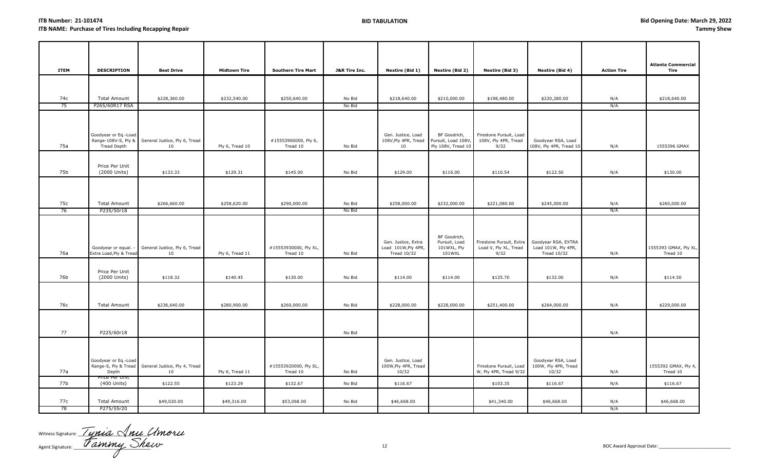**ITB Number: 21-101474**
**ITB NAME: Purchase of Tires Including Recapping Repair**

**BID TABULATION**

**Bid Opening Date: March 29, 2022**
**Tammy Shew**

| ITEM | DESCRIPTION | Best Drive | Midtown Tire | Southern Tire Mart | J&R Tire Inc. | Nextire (Bid 1) | Nextire (Bid 2) | Nextire (Bid 3) | Nextire (Bid 4) | Action Tire | Atlanta Commercial Tire |
|---|---|---|---|---|---|---|---|---|---|---|---|
| 74c | Total Amount | $228,360.00 | $232,540.00 | $250,640.00 | No Bid | $218,640.00 | $210,000.00 | $198,480.00 | $220,280.00 | N/A | $218,640.00 |
| 75 | P265/60R17 RSA | | | | No Bid | | | | | N/A | |
| 75a | Goodyear or Eq.-Load Range-108V-S, Ply & Tread Depth | General Justice, Ply 6, Tread 10 | Ply 6, Tread 10 | #15553960000, Ply 6, Tread 10 | No Bid | Gen. Justice, Load 108V,Ply 4PR, Tread 10 | BF Goodrich, Pursuit, Load 108V, Ply 108V, Tread 10 | Firestone Pursuit, Load 108V, Ply 4PR, Tread 9/32 | Goodyear RSA, Load 108V, Ply 4PR, Tread 10 | N/A | 1555396 GMAX |
| 75b | Price Per Unit (2000 Units) | $133.33 | $129.31 | $145.00 | No Bid | $129.00 | $116.00 | $110.54 | $122.50 | N/A | $130.00 |
| 75c | Total Amount | $266,660.00 | $258,620.00 | $290,000.00 | No Bid | $258,000.00 | $232,000.00 | $221,080.00 | $245,000.00 | N/A | $260,000.00 |
| 76 | P235/50r18 | | | | No Bid | | | | | N/A | |
| 76a | Goodyear or equal. - Extra Load,Ply & Tread | General Justice, Ply 6, Tread 10 | Ply 6, Tread 11 | #15553930000, Ply XL, Tread 10 | No Bid | Gen. Justice, Extra Load 101W,Ply 4PR, Tread 10/32 | BF Goodrich, Pursuit, Load 101WXL, Ply 101WXL | Firestone Pursuit, Extra Load V, Ply XL, Tread 9/32 | Goodyear RSA, EXTRA Load 101W, Ply 4PR, Tread 10/32 | N/A | 1555393 GMAX, Ply XL, Tread 10 |
| 76b | Price Per Unit (2000 Units) | $118.32 | $140.45 | $130.00 | No Bid | $114.00 | $114.00 | $125.70 | $132.00 | N/A | $114.50 |
| 76c | Total Amount | $236,640.00 | $280,900.00 | $260,000.00 | No Bid | $228,000.00 | $228,000.00 | $251,400.00 | $264,000.00 | N/A | $229,000.00 |
| 77 | P225/60r18 | | | | No Bid | | | | | N/A | |
| 77a | Goodyear or Eq.-Load Range-S, Ply & Tread Depth | General Justice, Ply 4, Tread 10 | Ply 6, Tread 11 | #15553920000, Ply SL, Tread 10 | No Bid | Gen. Justice, Load 100W,Ply 4PR, Tread 10/32 | | Firestone Pursuit, Load W, Ply 4PR, Tread 9/32 | Goodyear RSA, Load 100W, Ply 4PR, Tread 10/32 | N/A | 1555392 GMAX, Ply 4, Tread 10 |
| 77b | Price Per Unit (400 Units) | $122.55 | $123.29 | $132.67 | No Bid | $116.67 | | $103.35 | $116.67 | N/A | $116.67 |
| 77c | Total Amount | $49,020.00 | $49,316.00 | $53,068.00 | No Bid | $46,668.00 | | $41,340.00 | $46,668.00 | N/A | $46,668.00 |
| 78 | P275/55r20 | | | | | | | | | N/A | |

Witness Signature: Tynia Inu Umoru

Agent Signature: Tammy Shew

BOC Award Approval Date: ____________________________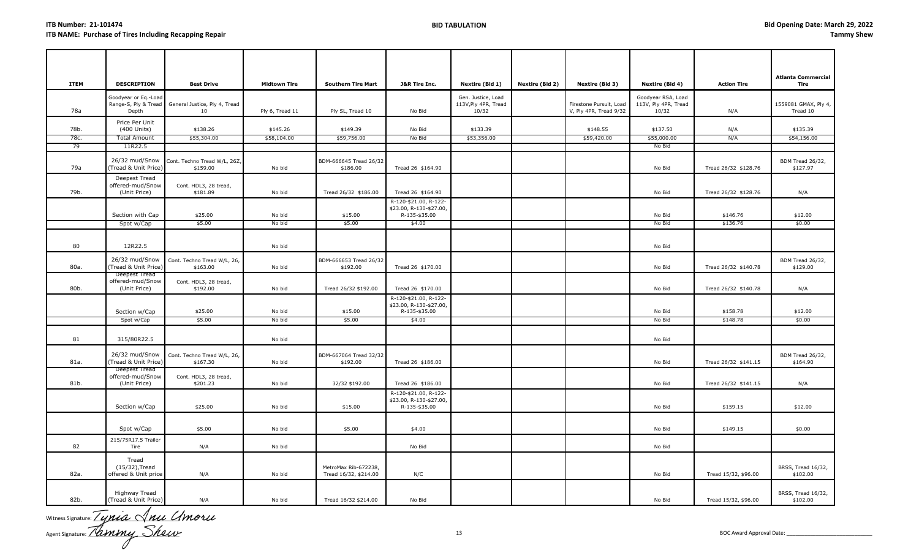**ITB Number: 21-101474**
**ITB NAME: Purchase of Tires Including Recapping Repair**

**BID TABULATION**

**Bid Opening Date: March 29, 2022**
**Tammy Shew**

| ITEM | DESCRIPTION | Best Drive | Midtown Tire | Southern Tire Mart | J&R Tire Inc. | Nextire (Bid 1) | Nextire (Bid 2) | Nextire (Bid 3) | Nextire (Bid 4) | Action Tire | Atlanta Commercial Tire |
|---|---|---|---|---|---|---|---|---|---|---|---|
| 78a | Goodyear or Eq.-Load Range-S, Ply & Tread Depth | General Justice, Ply 4, Tread 10 | Ply 6, Tread 11 | Ply SL, Tread 10 | No Bid | Gen. Justice, Load 113V,Ply 4PR, Tread 10/32 | | Firestone Pursuit, Load V, Ply 4PR, Tread 9/32 | Goodyear RSA, Load 113V, Ply 4PR, Tread 10/32 | N/A | 1559081 GMAX, Ply 4, Tread 10 |
| 78b. | Price Per Unit (400 Units) | $138.26 | $145.26 | $149.39 | No Bid | $133.39 | | $148.55 | $137.50 | N/A | $135.39 |
| 78c. | Total Amount | $55,304.00 | $58,104.00 | $59,756.00 | No Bid | $53,356.00 | | $59,420.00 | $55,000.00 | N/A | $54,156.00 |
| 79 | 11R22.5 | | | | | | | | No Bid | | |
| 79a | 26/32 mud/Snow (Tread & Unit Price) | Cont. Techno Tread W/L, 26Z, $159.00 | No bid | BDM-666645 Tread 26/32 $186.00 | Tread 26 $164.90 | | | | No Bid | Tread 26/32 $128.76 | BDM Tread 26/32, $127.97 |
| 79b. | Deepest Tread offered-mud/Snow (Unit Price) | Cont. HDL3, 28 tread, $181.89 | No bid | Tread 26/32 $186.00 | Tread 26 $164.90 | | | | No Bid | Tread 26/32 $128.76 | N/A |
| | Section with Cap | $25.00 | No bid | $15.00 | R-120-$21.00, R-122-$23.00, R-130-$27.00, R-135-$35.00 | | | | No Bid | $146.76 | $12.00 |
| | Spot w/Cap | $5.00 | No bid | $5.00 | $4.00 | | | | No Bid | $136.76 | $0.00 |
| 80 | 12R22.5 | | No bid | | | | | | No Bid | | |
| 80a. | 26/32 mud/Snow (Tread & Unit Price) | Cont. Techno Tread W/L, 26, $163.00 | No bid | BDM-666653 Tread 26/32 $192.00 | Tread 26 $170.00 | | | | No Bid | Tread 26/32 $140.78 | BDM Tread 26/32, $129.00 |
| 80b. | Deepest Tread offered-mud/Snow (Unit Price) | Cont. HDL3, 28 tread, $192.00 | No bid | Tread 26/32 $192.00 | Tread 26 $170.00 | | | | No Bid | Tread 26/32 $140.78 | N/A |
| | Section w/Cap | $25.00 | No bid | $15.00 | R-120-$21.00, R-122-$23.00, R-130-$27.00, R-135-$35.00 | | | | No Bid | $158.78 | $12.00 |
| | Spot w/Cap | $5.00 | No bid | $5.00 | $4.00 | | | | No Bid | $148.78 | $0.00 |
| 81 | 315/80R22.5 | | No bid | | | | | | No Bid | | |
| 81a. | 26/32 mud/Snow (Tread & Unit Price) | Cont. Techno Tread W/L, 26, $167.30 | No bid | BDM-667064 Tread 32/32 $192.00 | Tread 26 $186.00 | | | | No Bid | Tread 26/32 $141.15 | BDM Tread 26/32, $164.90 |
| 81b. | Deepest Tread offered-mud/Snow (Unit Price) | Cont. HDL3, 28 tread, $201.23 | No bid | 32/32 $192.00 | Tread 26 $186.00 | | | | No Bid | Tread 26/32 $141.15 | N/A |
| | Section w/Cap | $25.00 | No bid | $15.00 | R-120-$21.00, R-122-$23.00, R-130-$27.00, R-135-$35.00 | | | | No Bid | $159.15 | $12.00 |
| | Spot w/Cap | $5.00 | No bid | $5.00 | $4.00 | | | | No Bid | $149.15 | $0.00 |
| 82 | 215/75R17.5 Trailer Tire | N/A | No bid | | No Bid | | | | No Bid | | |
| 82a. | Tread (15/32),Tread offered & Unit price | N/A | No bid | MetroMax Rib-672238, Tread 16/32, $214.00 | N/C | | | | No Bid | Tread 15/32, $96.00 | BRSS, Tread 16/32, $102.00 |
| 82b. | Highway Tread (Tread & Unit Price) | N/A | No bid | Tread 16/32 $214.00 | No Bid | | | | No Bid | Tread 15/32, $96.00 | BRSS, Tread 16/32, $102.00 |

Witness Signature: *Tynia Anu Umoru*

Agent Signature: *Tammy Shew*

BOC Award Approval Date: ____________________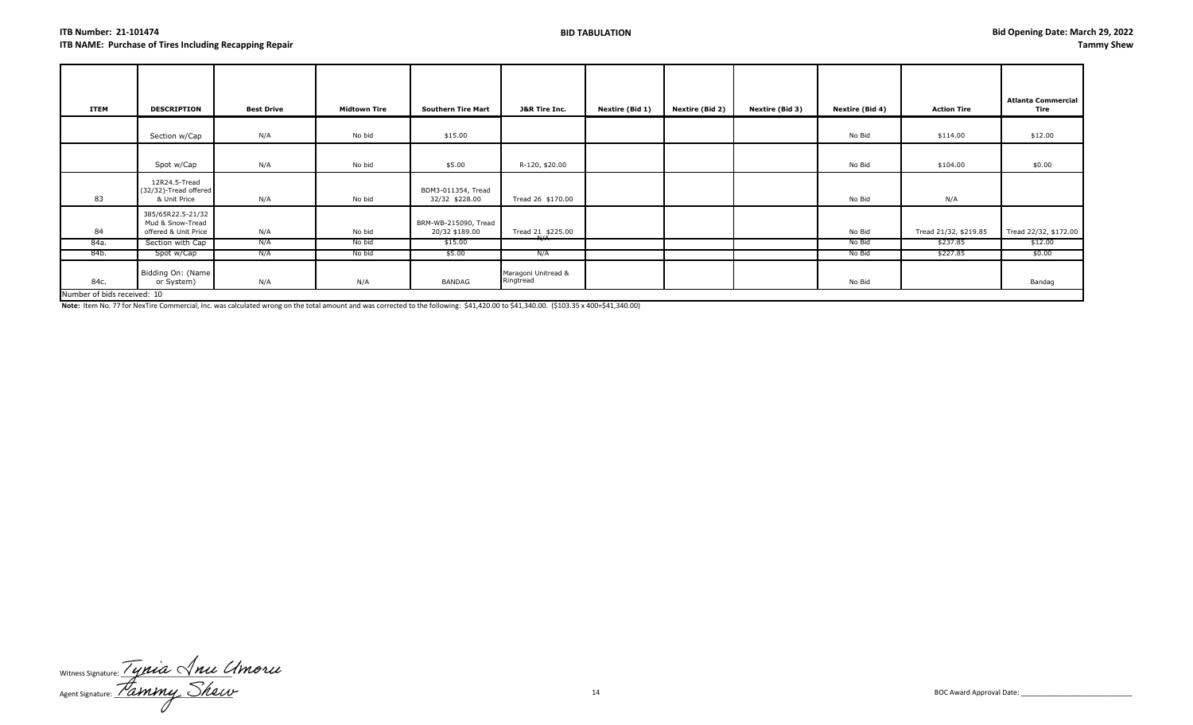**ITB Number: 21-101474**
**ITB NAME: Purchase of Tires Including Recapping Repair**

**BID TABULATION**

**Bid Opening Date: March 29, 2022**
**Tammy Shew**

| ITEM | DESCRIPTION | Best Drive | Midtown Tire | Southern Tire Mart | J&R Tire Inc. | Nextire (Bid 1) | Nextire (Bid 2) | Nextire (Bid 3) | Nextire (Bid 4) | Action Tire | Atlanta Commercial Tire |
|---|---|---|---|---|---|---|---|---|---|---|---|
| | Section w/Cap | N/A | No bid | $15.00 | | | | | No Bid | $114.00 | $12.00 |
| | Spot w/Cap | N/A | No bid | $5.00 | R-120, $20.00 | | | | No Bid | $104.00 | $0.00 |
| 83 | 12R24.5-Tread (32/32)-Tread offered & Unit Price | N/A | No bid | BDM3-011354, Tread 32/32 $228.00 | Tread 26 $170.00 | | | | No Bid | N/A | |
| 84 | 385/65R22.5-21/32 Mud & Snow-Tread offered & Unit Price | N/A | No bid | BRM-WB-215090, Tread 20/32 $189.00 | Tread 21 $225.00 | | | | No Bid | Tread 21/32, $219.85 | Tread 22/32, $172.00 |
| 84a. | Section with Cap | N/A | No bid | $15.00 | N/A | | | | No Bid | $237.85 | $12.00 |
| 84b. | Spot w/Cap | N/A | No bid | $5.00 | N/A | | | | No Bid | $227.85 | $0.00 |
| 84c. | Bidding On: (Name or System) | N/A | N/A | BANDAG | Maragoni Unitread & Ringtread | | | | No Bid | | Bandag |
| Number of bids received: 10 | | | | | | | | | | | |

**Note:** Item No. 77 for NexTire Commercial, Inc. was calculated wrong on the total amount and was corrected to the following: $41,420.00 to $41,340.00. ($103.35 x 400=$41,340.00)

Witness Signature: Tynia Inu Umoru

Agent Signature: Tammy Shew

BOC Award Approval Date: ____________________